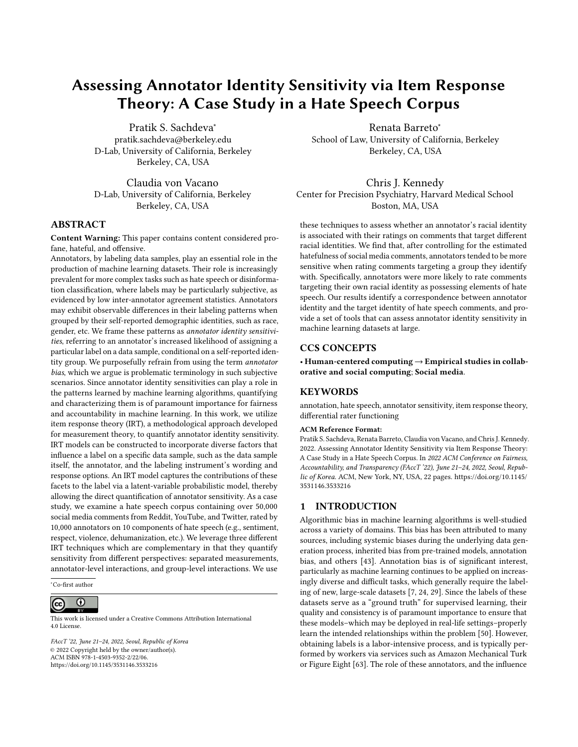# Assessing Annotator Identity Sensitivity via Item Response Theory: A Case Study in a Hate Speech Corpus

Pratik S. Sachdeva*
pratik.sachdeva@berkeley.edu
D-Lab, University of California, Berkeley
Berkeley, CA, USA

Renata Barreto*
School of Law, University of California, Berkeley
Berkeley, CA, USA

Claudia von Vacano
D-Lab, University of California, Berkeley
Berkeley, CA, USA

Chris J. Kennedy
Center for Precision Psychiatry, Harvard Medical School
Boston, MA, USA

## ABSTRACT

**Content Warning:** This paper contains content considered profane, hateful, and offensive.

Annotators, by labeling data samples, play an essential role in the production of machine learning datasets. Their role is increasingly prevalent for more complex tasks such as hate speech or disinformation classification, where labels may be particularly subjective, as evidenced by low inter-annotator agreement statistics. Annotators may exhibit observable differences in their labeling patterns when grouped by their self-reported demographic identities, such as race, gender, etc. We frame these patterns as *annotator identity sensitivities*, referring to an annotator's increased likelihood of assigning a particular label on a data sample, conditional on a self-reported identity group. We purposefully refrain from using the term *annotator bias*, which we argue is problematic terminology in such subjective scenarios. Since annotator identity sensitivities can play a role in the patterns learned by machine learning algorithms, quantifying and characterizing them is of paramount importance for fairness and accountability in machine learning. In this work, we utilize item response theory (IRT), a methodological approach developed for measurement theory, to quantify annotator identity sensitivity. IRT models can be constructed to incorporate diverse factors that influence a label on a specific data sample, such as the data sample itself, the annotator, and the labeling instrument's wording and response options. An IRT model captures the contributions of these facets to the label via a latent-variable probabilistic model, thereby allowing the direct quantification of annotator sensitivity. As a case study, we examine a hate speech corpus containing over 50,000 social media comments from Reddit, YouTube, and Twitter, rated by 10,000 annotators on 10 components of hate speech (e.g., sentiment, respect, violence, dehumanization, etc.). We leverage three different IRT techniques which are complementary in that they quantify sensitivity from different perspectives: separated measurements, annotator-level interactions, and group-level interactions. We use these techniques to assess whether an annotator's racial identity is associated with their ratings on comments that target different racial identities. We find that, after controlling for the estimated hatefulness of social media comments, annotators tended to be more sensitive when rating comments targeting a group they identify with. Specifically, annotators were more likely to rate comments targeting their own racial identity as possessing elements of hate speech. Our results identify a correspondence between annotator identity and the target identity of hate speech comments, and provide a set of tools that can assess annotator identity sensitivity in machine learning datasets at large.

*Co-first author

This work is licensed under a Creative Commons Attribution International 4.0 License.

*FAccT '22, June 21–24, 2022, Seoul, Republic of Korea*
© 2022 Copyright held by the owner/author(s).
ACM ISBN 978-1-4503-9352-2/22/06.
https://doi.org/10.1145/3531146.3533216

## CCS CONCEPTS

• **Human-centered computing → Empirical studies in collaborative and social computing**; **Social media**.

## KEYWORDS

annotation, hate speech, annotator sensitivity, item response theory, differential rater functioning

**ACM Reference Format:**
Pratik S. Sachdeva, Renata Barreto, Claudia von Vacano, and Chris J. Kennedy. 2022. Assessing Annotator Identity Sensitivity via Item Response Theory: A Case Study in a Hate Speech Corpus. In *2022 ACM Conference on Fairness, Accountability, and Transparency (FAccT '22), June 21–24, 2022, Seoul, Republic of Korea.* ACM, New York, NY, USA, 22 pages. https://doi.org/10.1145/3531146.3533216

## 1 INTRODUCTION

Algorithmic bias in machine learning algorithms is well-studied across a variety of domains. This bias has been attributed to many sources, including systemic biases during the underlying data generation process, inherited bias from pre-trained models, annotation bias, and others [43]. Annotation bias is of significant interest, particularly as machine learning continues to be applied on increasingly diverse and difficult tasks, which generally require the labeling of new, large-scale datasets [7, 24, 29]. Since the labels of these datasets serve as a "ground truth" for supervised learning, their quality and consistency is of paramount importance to ensure that these models–which may be deployed in real-life settings–properly learn the intended relationships within the problem [50]. However, obtaining labels is a labor-intensive process, and is typically performed by workers via services such as Amazon Mechanical Turk or Figure Eight [63]. The role of these annotators, and the influence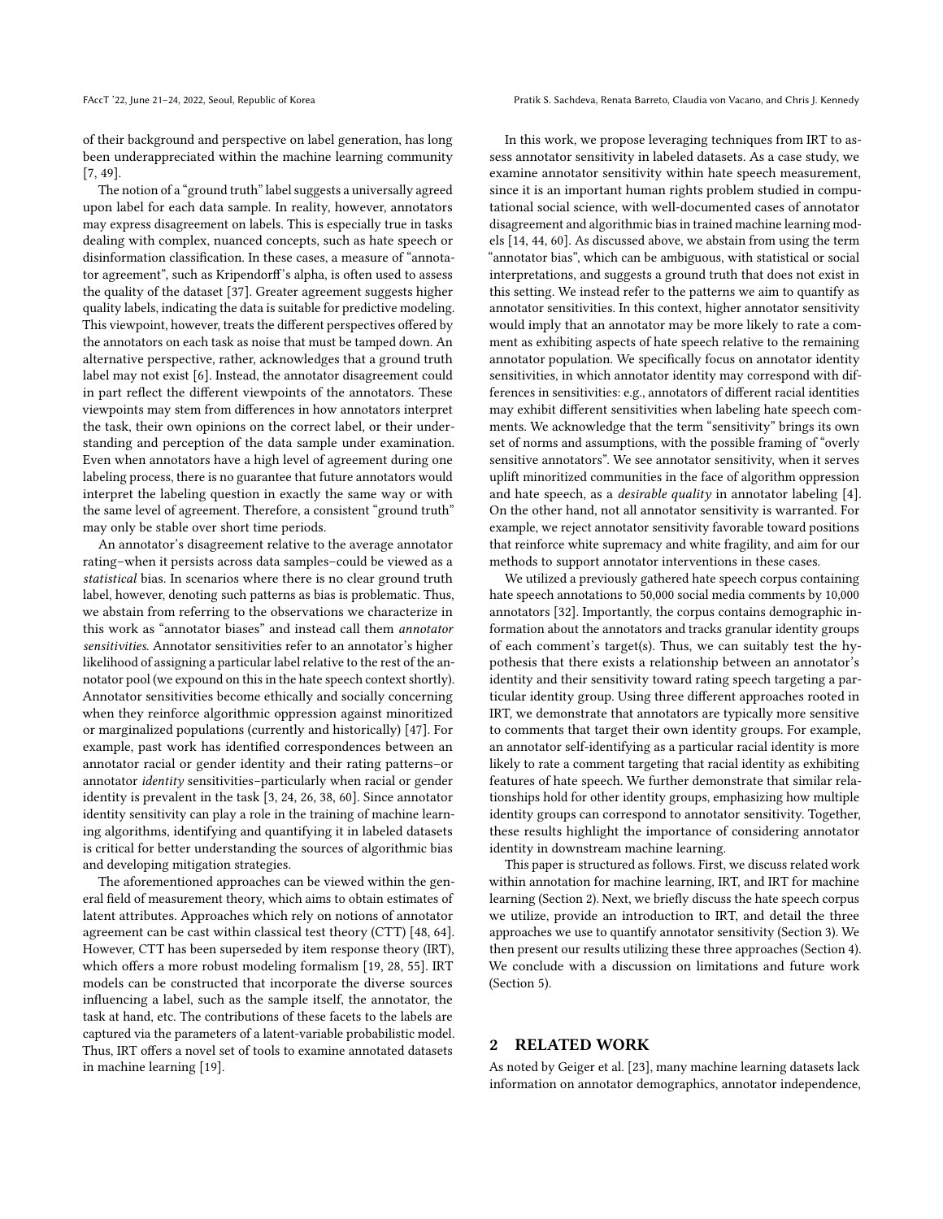of their background and perspective on label generation, has long been underappreciated within the machine learning community [7, 49].

The notion of a "ground truth" label suggests a universally agreed upon label for each data sample. In reality, however, annotators may express disagreement on labels. This is especially true in tasks dealing with complex, nuanced concepts, such as hate speech or disinformation classification. In these cases, a measure of "annotator agreement", such as Kripendorff's alpha, is often used to assess the quality of the dataset [37]. Greater agreement suggests higher quality labels, indicating the data is suitable for predictive modeling. This viewpoint, however, treats the different perspectives offered by the annotators on each task as noise that must be tamped down. An alternative perspective, rather, acknowledges that a ground truth label may not exist [6]. Instead, the annotator disagreement could in part reflect the different viewpoints of the annotators. These viewpoints may stem from differences in how annotators interpret the task, their own opinions on the correct label, or their understanding and perception of the data sample under examination. Even when annotators have a high level of agreement during one labeling process, there is no guarantee that future annotators would interpret the labeling question in exactly the same way or with the same level of agreement. Therefore, a consistent "ground truth" may only be stable over short time periods.

An annotator's disagreement relative to the average annotator rating–when it persists across data samples–could be viewed as a *statistical* bias. In scenarios where there is no clear ground truth label, however, denoting such patterns as bias is problematic. Thus, we abstain from referring to the observations we characterize in this work as "annotator biases" and instead call them *annotator sensitivities*. Annotator sensitivities refer to an annotator's higher likelihood of assigning a particular label relative to the rest of the annotator pool (we expound on this in the hate speech context shortly). Annotator sensitivities become ethically and socially concerning when they reinforce algorithmic oppression against minoritized or marginalized populations (currently and historically) [47]. For example, past work has identified correspondences between an annotator racial or gender identity and their rating patterns–or annotator *identity* sensitivities–particularly when racial or gender identity is prevalent in the task [3, 24, 26, 38, 60]. Since annotator identity sensitivity can play a role in the training of machine learning algorithms, identifying and quantifying it in labeled datasets is critical for better understanding the sources of algorithmic bias and developing mitigation strategies.

The aforementioned approaches can be viewed within the general field of measurement theory, which aims to obtain estimates of latent attributes. Approaches which rely on notions of annotator agreement can be cast within classical test theory (CTT) [48, 64]. However, CTT has been superseded by item response theory (IRT), which offers a more robust modeling formalism [19, 28, 55]. IRT models can be constructed that incorporate the diverse sources influencing a label, such as the sample itself, the annotator, the task at hand, etc. The contributions of these facets to the labels are captured via the parameters of a latent-variable probabilistic model. Thus, IRT offers a novel set of tools to examine annotated datasets in machine learning [19].

In this work, we propose leveraging techniques from IRT to assess annotator sensitivity in labeled datasets. As a case study, we examine annotator sensitivity within hate speech measurement, since it is an important human rights problem studied in computational social science, with well-documented cases of annotator disagreement and algorithmic bias in trained machine learning models [14, 44, 60]. As discussed above, we abstain from using the term "annotator bias", which can be ambiguous, with statistical or social interpretations, and suggests a ground truth that does not exist in this setting. We instead refer to the patterns we aim to quantify as annotator sensitivities. In this context, higher annotator sensitivity would imply that an annotator may be more likely to rate a comment as exhibiting aspects of hate speech relative to the remaining annotator population. We specifically focus on annotator identity sensitivities, in which annotator identity may correspond with differences in sensitivities: e.g., annotators of different racial identities may exhibit different sensitivities when labeling hate speech comments. We acknowledge that the term "sensitivity" brings its own set of norms and assumptions, with the possible framing of "overly sensitive annotators". We see annotator sensitivity, when it serves uplift minoritized communities in the face of algorithm oppression and hate speech, as a *desirable quality* in annotator labeling [4]. On the other hand, not all annotator sensitivity is warranted. For example, we reject annotator sensitivity favorable toward positions that reinforce white supremacy and white fragility, and aim for our methods to support annotator interventions in these cases.

We utilized a previously gathered hate speech corpus containing hate speech annotations to 50,000 social media comments by 10,000 annotators [32]. Importantly, the corpus contains demographic information about the annotators and tracks granular identity groups of each comment's target(s). Thus, we can suitably test the hypothesis that there exists a relationship between an annotator's identity and their sensitivity toward rating speech targeting a particular identity group. Using three different approaches rooted in IRT, we demonstrate that annotators are typically more sensitive to comments that target their own identity groups. For example, an annotator self-identifying as a particular racial identity is more likely to rate a comment targeting that racial identity as exhibiting features of hate speech. We further demonstrate that similar relationships hold for other identity groups, emphasizing how multiple identity groups can correspond to annotator sensitivity. Together, these results highlight the importance of considering annotator identity in downstream machine learning.

This paper is structured as follows. First, we discuss related work within annotation for machine learning, IRT, and IRT for machine learning (Section 2). Next, we briefly discuss the hate speech corpus we utilize, provide an introduction to IRT, and detail the three approaches we use to quantify annotator sensitivity (Section 3). We then present our results utilizing these three approaches (Section 4). We conclude with a discussion on limitations and future work (Section 5).

## 2 RELATED WORK

As noted by Geiger et al. [23], many machine learning datasets lack information on annotator demographics, annotator independence,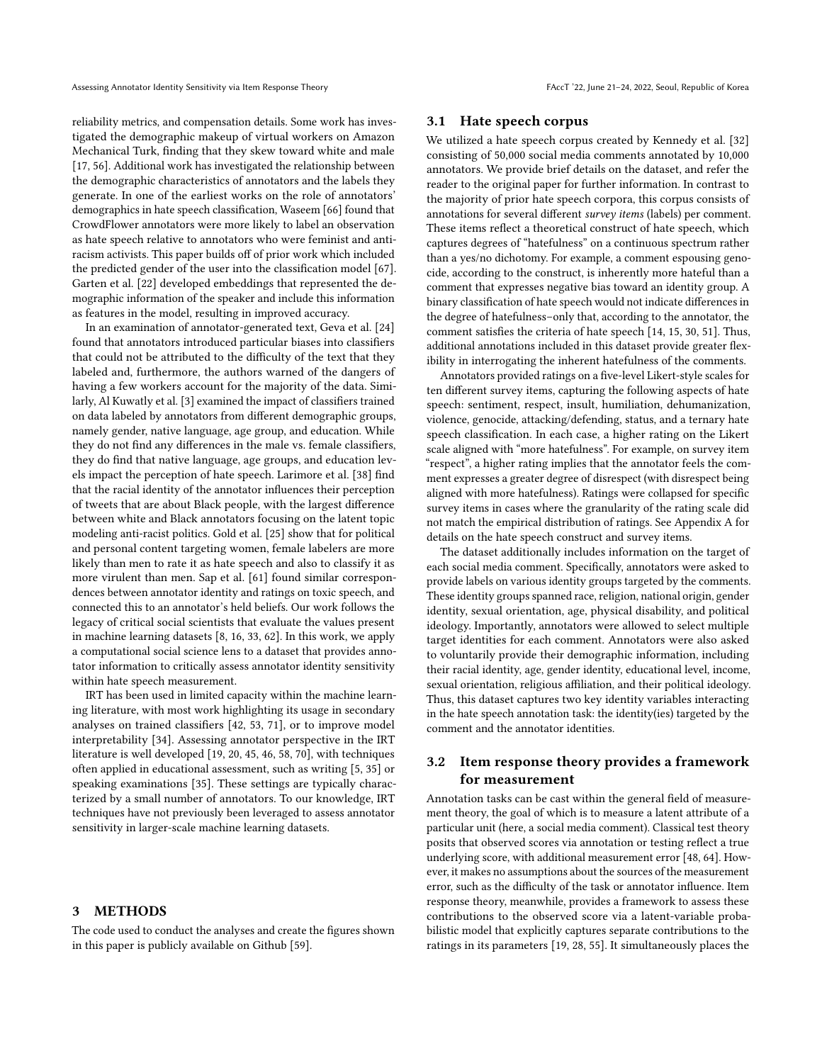reliability metrics, and compensation details. Some work has investigated the demographic makeup of virtual workers on Amazon Mechanical Turk, finding that they skew toward white and male [17, 56]. Additional work has investigated the relationship between the demographic characteristics of annotators and the labels they generate. In one of the earliest works on the role of annotators' demographics in hate speech classification, Waseem [66] found that CrowdFlower annotators were more likely to label an observation as hate speech relative to annotators who were feminist and anti-racism activists. This paper builds off of prior work which included the predicted gender of the user into the classification model [67]. Garten et al. [22] developed embeddings that represented the demographic information of the speaker and include this information as features in the model, resulting in improved accuracy.

In an examination of annotator-generated text, Geva et al. [24] found that annotators introduced particular biases into classifiers that could not be attributed to the difficulty of the text that they labeled and, furthermore, the authors warned of the dangers of having a few workers account for the majority of the data. Similarly, Al Kuwatly et al. [3] examined the impact of classifiers trained on data labeled by annotators from different demographic groups, namely gender, native language, age group, and education. While they do not find any differences in the male vs. female classifiers, they do find that native language, age groups, and education levels impact the perception of hate speech. Larimore et al. [38] find that the racial identity of the annotator influences their perception of tweets that are about Black people, with the largest difference between white and Black annotators focusing on the latent topic modeling anti-racist politics. Gold et al. [25] show that for political and personal content targeting women, female labelers are more likely than men to rate it as hate speech and also to classify it as more virulent than men. Sap et al. [61] found similar correspondences between annotator identity and ratings on toxic speech, and connected this to an annotator's held beliefs. Our work follows the legacy of critical social scientists that evaluate the values present in machine learning datasets [8, 16, 33, 62]. In this work, we apply a computational social science lens to a dataset that provides annotator information to critically assess annotator identity sensitivity within hate speech measurement.

IRT has been used in limited capacity within the machine learning literature, with most work highlighting its usage in secondary analyses on trained classifiers [42, 53, 71], or to improve model interpretability [34]. Assessing annotator perspective in the IRT literature is well developed [19, 20, 45, 46, 58, 70], with techniques often applied in educational assessment, such as writing [5, 35] or speaking examinations [35]. These settings are typically characterized by a small number of annotators. To our knowledge, IRT techniques have not previously been leveraged to assess annotator sensitivity in larger-scale machine learning datasets.

# 3 METHODS

The code used to conduct the analyses and create the figures shown in this paper is publicly available on Github [59].

## 3.1 Hate speech corpus

We utilized a hate speech corpus created by Kennedy et al. [32] consisting of 50,000 social media comments annotated by 10,000 annotators. We provide brief details on the dataset, and refer the reader to the original paper for further information. In contrast to the majority of prior hate speech corpora, this corpus consists of annotations for several different *survey items* (labels) per comment. These items reflect a theoretical construct of hate speech, which captures degrees of "hatefulness" on a continuous spectrum rather than a yes/no dichotomy. For example, a comment espousing genocide, according to the construct, is inherently more hateful than a comment that expresses negative bias toward an identity group. A binary classification of hate speech would not indicate differences in the degree of hatefulness–only that, according to the annotator, the comment satisfies the criteria of hate speech [14, 15, 30, 51]. Thus, additional annotations included in this dataset provide greater flexibility in interrogating the inherent hatefulness of the comments.

Annotators provided ratings on a five-level Likert-style scales for ten different survey items, capturing the following aspects of hate speech: sentiment, respect, insult, humiliation, dehumanization, violence, genocide, attacking/defending, status, and a ternary hate speech classification. In each case, a higher rating on the Likert scale aligned with "more hatefulness". For example, on survey item "respect", a higher rating implies that the annotator feels the comment expresses a greater degree of disrespect (with disrespect being aligned with more hatefulness). Ratings were collapsed for specific survey items in cases where the granularity of the rating scale did not match the empirical distribution of ratings. See Appendix A for details on the hate speech construct and survey items.

The dataset additionally includes information on the target of each social media comment. Specifically, annotators were asked to provide labels on various identity groups targeted by the comments. These identity groups spanned race, religion, national origin, gender identity, sexual orientation, age, physical disability, and political ideology. Importantly, annotators were allowed to select multiple target identities for each comment. Annotators were also asked to voluntarily provide their demographic information, including their racial identity, age, gender identity, educational level, income, sexual orientation, religious affiliation, and their political ideology. Thus, this dataset captures two key identity variables interacting in the hate speech annotation task: the identity(ies) targeted by the comment and the annotator identities.

## 3.2 Item response theory provides a framework for measurement

Annotation tasks can be cast within the general field of measurement theory, the goal of which is to measure a latent attribute of a particular unit (here, a social media comment). Classical test theory posits that observed scores via annotation or testing reflect a true underlying score, with additional measurement error [48, 64]. However, it makes no assumptions about the sources of the measurement error, such as the difficulty of the task or annotator influence. Item response theory, meanwhile, provides a framework to assess these contributions to the observed score via a latent-variable probabilistic model that explicitly captures separate contributions to the ratings in its parameters [19, 28, 55]. It simultaneously places the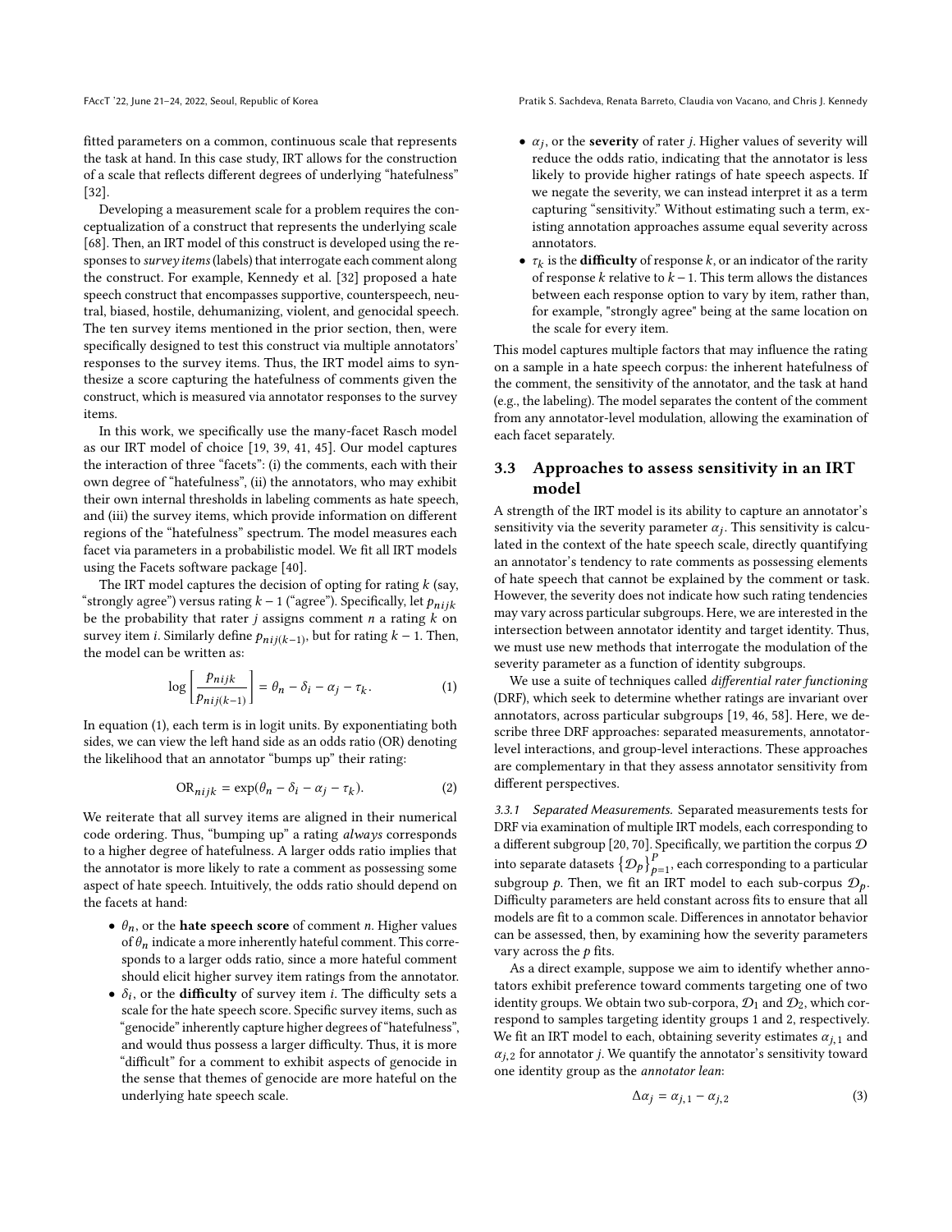fitted parameters on a common, continuous scale that represents the task at hand. In this case study, IRT allows for the construction of a scale that reflects different degrees of underlying "hatefulness" [32].

Developing a measurement scale for a problem requires the conceptualization of a construct that represents the underlying scale [68]. Then, an IRT model of this construct is developed using the responses to *survey items* (labels) that interrogate each comment along the construct. For example, Kennedy et al. [32] proposed a hate speech construct that encompasses supportive, counterspeech, neutral, biased, hostile, dehumanizing, violent, and genocidal speech. The ten survey items mentioned in the prior section, then, were specifically designed to test this construct via multiple annotators' responses to the survey items. Thus, the IRT model aims to synthesize a score capturing the hatefulness of comments given the construct, which is measured via annotator responses to the survey items.

In this work, we specifically use the many-facet Rasch model as our IRT model of choice [19, 39, 41, 45]. Our model captures the interaction of three "facets": (i) the comments, each with their own degree of "hatefulness", (ii) the annotators, who may exhibit their own internal thresholds in labeling comments as hate speech, and (iii) the survey items, which provide information on different regions of the "hatefulness" spectrum. The model measures each facet via parameters in a probabilistic model. We fit all IRT models using the Facets software package [40].

The IRT model captures the decision of opting for rating $k$ (say, "strongly agree") versus rating $k-1$ ("agree"). Specifically, let $p_{nijk}$ be the probability that rater $j$ assigns comment $n$ a rating $k$ on survey item $i$. Similarly define $p_{nij(k-1)}$, but for rating $k-1$. Then, the model can be written as:

$$\log\left[\frac{p_{nijk}}{p_{nij(k-1)}}\right] = \theta_n - \delta_i - \alpha_j - \tau_k. \tag{1}$$

In equation (1), each term is in logit units. By exponentiating both sides, we can view the left hand side as an odds ratio (OR) denoting the likelihood that an annotator "bumps up" their rating:

$$\text{OR}_{nijk} = \exp(\theta_n - \delta_i - \alpha_j - \tau_k). \tag{2}$$

We reiterate that all survey items are aligned in their numerical code ordering. Thus, "bumping up" a rating *always* corresponds to a higher degree of hatefulness. A larger odds ratio implies that the annotator is more likely to rate a comment as possessing some aspect of hate speech. Intuitively, the odds ratio should depend on the facets at hand:

- $\theta_n$, or the **hate speech score** of comment $n$. Higher values of $\theta_n$ indicate a more inherently hateful comment. This corresponds to a larger odds ratio, since a more hateful comment should elicit higher survey item ratings from the annotator.
- $\delta_i$, or the **difficulty** of survey item $i$. The difficulty sets a scale for the hate speech score. Specific survey items, such as "genocide" inherently capture higher degrees of "hatefulness", and would thus possess a larger difficulty. Thus, it is more "difficult" for a comment to exhibit aspects of genocide in the sense that themes of genocide are more hateful on the underlying hate speech scale.
- $\alpha_j$, or the **severity** of rater $j$. Higher values of severity will reduce the odds ratio, indicating that the annotator is less likely to provide higher ratings of hate speech aspects. If we negate the severity, we can instead interpret it as a term capturing "sensitivity." Without estimating such a term, existing annotation approaches assume equal severity across annotators.
- $\tau_k$ is the **difficulty** of response $k$, or an indicator of the rarity of response $k$ relative to $k-1$. This term allows the distances between each response option to vary by item, rather than, for example, "strongly agree" being at the same location on the scale for every item.

This model captures multiple factors that may influence the rating on a sample in a hate speech corpus: the inherent hatefulness of the comment, the sensitivity of the annotator, and the task at hand (e.g., the labeling). The model separates the content of the comment from any annotator-level modulation, allowing the examination of each facet separately.

### 3.3 Approaches to assess sensitivity in an IRT model

A strength of the IRT model is its ability to capture an annotator's sensitivity via the severity parameter $\alpha_j$. This sensitivity is calculated in the context of the hate speech scale, directly quantifying an annotator's tendency to rate comments as possessing elements of hate speech that cannot be explained by the comment or task. However, the severity does not indicate how such rating tendencies may vary across particular subgroups. Here, we are interested in the intersection between annotator identity and target identity. Thus, we must use new methods that interrogate the modulation of the severity parameter as a function of identity subgroups.

We use a suite of techniques called *differential rater functioning* (DRF), which seek to determine whether ratings are invariant over annotators, across particular subgroups [19, 46, 58]. Here, we describe three DRF approaches: separated measurements, annotator-level interactions, and group-level interactions. These approaches are complementary in that they assess annotator sensitivity from different perspectives.

#### 3.3.1 *Separated Measurements.*

Separated measurements tests for DRF via examination of multiple IRT models, each corresponding to a different subgroup [20, 70]. Specifically, we partition the corpus $\mathcal{D}$ into separate datasets $\{\mathcal{D}_p\}_{p=1}^{P}$, each corresponding to a particular subgroup $p$. Then, we fit an IRT model to each sub-corpus $\mathcal{D}_p$. Difficulty parameters are held constant across fits to ensure that all models are fit to a common scale. Differences in annotator behavior can be assessed, then, by examining how the severity parameters vary across the $p$ fits.

As a direct example, suppose we aim to identify whether annotators exhibit preference toward comments targeting one of two identity groups. We obtain two sub-corpora, $\mathcal{D}_1$ and $\mathcal{D}_2$, which correspond to samples targeting identity groups 1 and 2, respectively. We fit an IRT model to each, obtaining severity estimates $\alpha_{j,1}$ and $\alpha_{j,2}$ for annotator $j$. We quantify the annotator's sensitivity toward one identity group as the *annotator lean*:

$$\Delta\alpha_j = \alpha_{j,1} - \alpha_{j,2} \tag{3}$$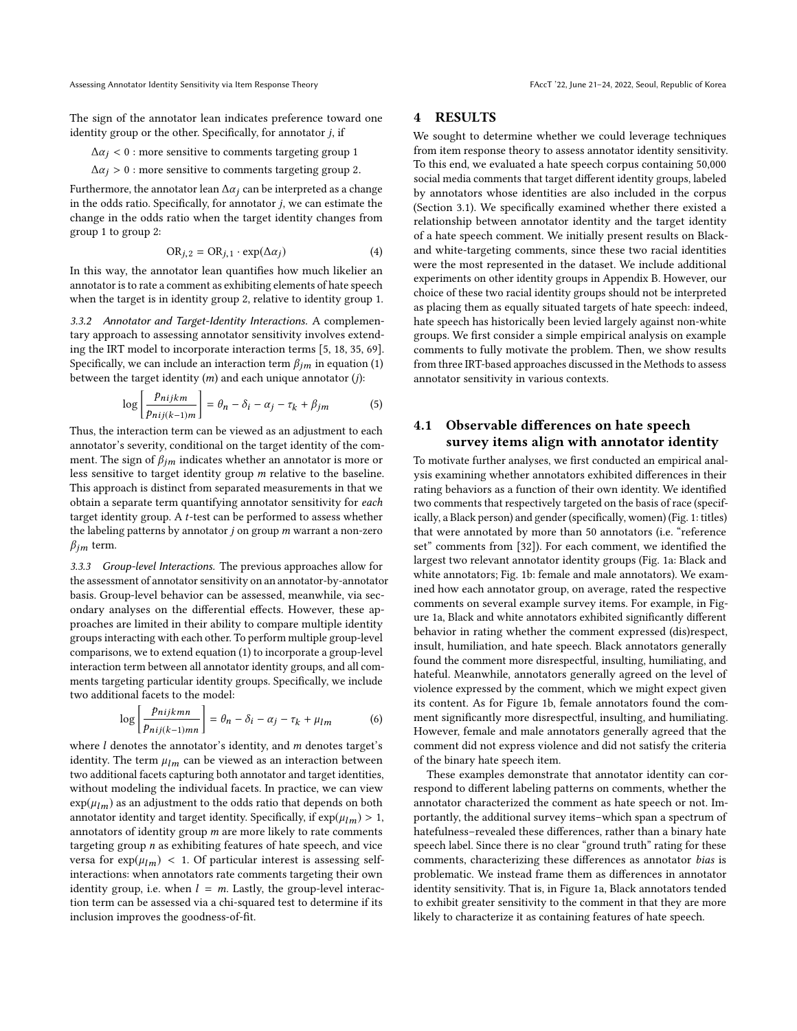The sign of the annotator lean indicates preference toward one identity group or the other. Specifically, for annotator $j$, if

$\Delta\alpha_j < 0$ : more sensitive to comments targeting group 1

$\Delta\alpha_j > 0$ : more sensitive to comments targeting group 2.

Furthermore, the annotator lean $\Delta\alpha_j$ can be interpreted as a change in the odds ratio. Specifically, for annotator $j$, we can estimate the change in the odds ratio when the target identity changes from group 1 to group 2:

$$\mathrm{OR}_{j,2} = \mathrm{OR}_{j,1} \cdot \exp(\Delta\alpha_j) \tag{4}$$

In this way, the annotator lean quantifies how much likelier an annotator is to rate a comment as exhibiting elements of hate speech when the target is in identity group 2, relative to identity group 1.

*3.3.2 Annotator and Target-Identity Interactions.* A complementary approach to assessing annotator sensitivity involves extending the IRT model to incorporate interaction terms [5, 18, 35, 69]. Specifically, we can include an interaction term $\beta_{jm}$ in equation (1) between the target identity ($m$) and each unique annotator ($j$):

$$\log\left[\frac{p_{nijkm}}{p_{nij(k-1)m}}\right] = \theta_n - \delta_i - \alpha_j - \tau_k + \beta_{jm} \tag{5}$$

Thus, the interaction term can be viewed as an adjustment to each annotator's severity, conditional on the target identity of the comment. The sign of $\beta_{jm}$ indicates whether an annotator is more or less sensitive to target identity group $m$ relative to the baseline. This approach is distinct from separated measurements in that we obtain a separate term quantifying annotator sensitivity for *each* target identity group. A $t$-test can be performed to assess whether the labeling patterns by annotator $j$ on group $m$ warrant a non-zero $\beta_{jm}$ term.

*3.3.3 Group-level Interactions.* The previous approaches allow for the assessment of annotator sensitivity on an annotator-by-annotator basis. Group-level behavior can be assessed, meanwhile, via secondary analyses on the differential effects. However, these approaches are limited in their ability to compare multiple identity groups interacting with each other. To perform multiple group-level comparisons, we to extend equation (1) to incorporate a group-level interaction term between all annotator identity groups, and all comments targeting particular identity groups. Specifically, we include two additional facets to the model:

$$\log\left[\frac{p_{nijkmn}}{p_{nij(k-1)mn}}\right] = \theta_n - \delta_i - \alpha_j - \tau_k + \mu_{lm} \tag{6}$$

where $l$ denotes the annotator's identity, and $m$ denotes target's identity. The term $\mu_{lm}$ can be viewed as an interaction between two additional facets capturing both annotator and target identities, without modeling the individual facets. In practice, we can view $\exp(\mu_{lm})$ as an adjustment to the odds ratio that depends on both annotator identity and target identity. Specifically, if $\exp(\mu_{lm}) > 1$, annotators of identity group $m$ are more likely to rate comments targeting group $n$ as exhibiting features of hate speech, and vice versa for $\exp(\mu_{lm}) < 1$. Of particular interest is assessing self-interactions: when annotators rate comments targeting their own identity group, i.e. when $l = m$. Lastly, the group-level interaction term can be assessed via a chi-squared test to determine if its inclusion improves the goodness-of-fit.

# 4 RESULTS

We sought to determine whether we could leverage techniques from item response theory to assess annotator identity sensitivity. To this end, we evaluated a hate speech corpus containing 50,000 social media comments that target different identity groups, labeled by annotators whose identities are also included in the corpus (Section 3.1). We specifically examined whether there existed a relationship between annotator identity and the target identity of a hate speech comment. We initially present results on Black- and white-targeting comments, since these two racial identities were the most represented in the dataset. We include additional experiments on other identity groups in Appendix B. However, our choice of these two racial identity groups should not be interpreted as placing them as equally situated targets of hate speech: indeed, hate speech has historically been levied largely against non-white groups. We first consider a simple empirical analysis on example comments to fully motivate the problem. Then, we show results from three IRT-based approaches discussed in the Methods to assess annotator sensitivity in various contexts.

## 4.1 Observable differences on hate speech survey items align with annotator identity

To motivate further analyses, we first conducted an empirical analysis examining whether annotators exhibited differences in their rating behaviors as a function of their own identity. We identified two comments that respectively targeted on the basis of race (specifically, a Black person) and gender (specifically, women) (Fig. 1: titles) that were annotated by more than 50 annotators (i.e. "reference set" comments from [32]). For each comment, we identified the largest two relevant annotator identity groups (Fig. 1a: Black and white annotators; Fig. 1b: female and male annotators). We examined how each annotator group, on average, rated the respective comments on several example survey items. For example, in Figure 1a, Black and white annotators exhibited significantly different behavior in rating whether the comment expressed (dis)respect, insult, humiliation, and hate speech. Black annotators generally found the comment more disrespectful, insulting, humiliating, and hateful. Meanwhile, annotators generally agreed on the level of violence expressed by the comment, which we might expect given its content. As for Figure 1b, female annotators found the comment significantly more disrespectful, insulting, and humiliating. However, female and male annotators generally agreed that the comment did not express violence and did not satisfy the criteria of the binary hate speech item.

These examples demonstrate that annotator identity can correspond to different labeling patterns on comments, whether the annotator characterized the comment as hate speech or not. Importantly, the additional survey items–which span a spectrum of hatefulness–revealed these differences, rather than a binary hate speech label. Since there is no clear "ground truth" rating for these comments, characterizing these differences as annotator *bias* is problematic. We instead frame them as differences in annotator identity sensitivity. That is, in Figure 1a, Black annotators tended to exhibit greater sensitivity to the comment in that they are more likely to characterize it as containing features of hate speech.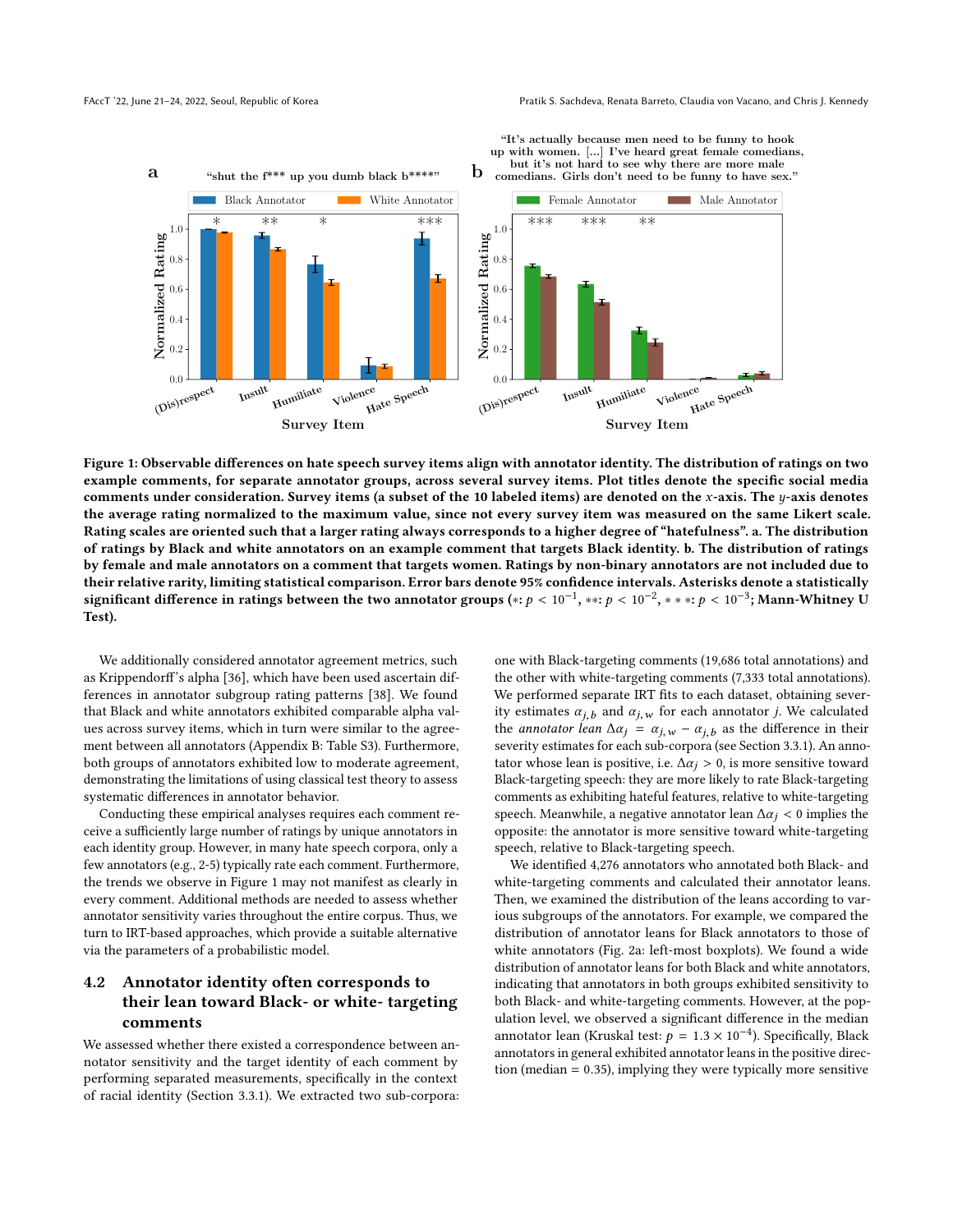**Figure 1: Observable differences on hate speech survey items align with annotator identity. The distribution of ratings on two example comments, for separate annotator groups, across several survey items. Plot titles denote the specific social media comments under consideration. Survey items (a subset of the 10 labeled items) are denoted on the $x$-axis. The $y$-axis denotes the average rating normalized to the maximum value, since not every survey item was measured on the same Likert scale. Rating scales are oriented such that a larger rating always corresponds to a higher degree of "hatefulness". a. The distribution of ratings by Black and white annotators on an example comment that targets Black identity. b. The distribution of ratings by female and male annotators on a comment that targets women. Ratings by non-binary annotators are not included due to their relative rarity, limiting statistical comparison. Error bars denote 95% confidence intervals. Asterisks denote a statistically significant difference in ratings between the two annotator groups ($*$: $p < 10^{-1}$, $**$: $p < 10^{-2}$, $***$: $p < 10^{-3}$; Mann-Whitney U Test).**

We additionally considered annotator agreement metrics, such as Krippendorff's alpha [36], which have been used ascertain differences in annotator subgroup rating patterns [38]. We found that Black and white annotators exhibited comparable alpha values across survey items, which in turn were similar to the agreement between all annotators (Appendix B: Table S3). Furthermore, both groups of annotators exhibited low to moderate agreement, demonstrating the limitations of using classical test theory to assess systematic differences in annotator behavior.

Conducting these empirical analyses requires each comment receive a sufficiently large number of ratings by unique annotators in each identity group. However, in many hate speech corpora, only a few annotators (e.g., 2-5) typically rate each comment. Furthermore, the trends we observe in Figure 1 may not manifest as clearly in every comment. Additional methods are needed to assess whether annotator sensitivity varies throughout the entire corpus. Thus, we turn to IRT-based approaches, which provide a suitable alternative via the parameters of a probabilistic model.

## 4.2 Annotator identity often corresponds to their lean toward Black- or white- targeting comments

We assessed whether there existed a correspondence between annotator sensitivity and the target identity of each comment by performing separated measurements, specifically in the context of racial identity (Section 3.3.1). We extracted two sub-corpora: one with Black-targeting comments (19,686 total annotations) and the other with white-targeting comments (7,333 total annotations). We performed separate IRT fits to each dataset, obtaining severity estimates $\alpha_{j,b}$ and $\alpha_{j,w}$ for each annotator $j$. We calculated the *annotator lean* $\Delta\alpha_j = \alpha_{j,w} - \alpha_{j,b}$ as the difference in their severity estimates for each sub-corpora (see Section 3.3.1). An annotator whose lean is positive, i.e. $\Delta\alpha_j > 0$, is more sensitive toward Black-targeting speech: they are more likely to rate Black-targeting comments as exhibiting hateful features, relative to white-targeting speech. Meanwhile, a negative annotator lean $\Delta\alpha_j < 0$ implies the opposite: the annotator is more sensitive toward white-targeting speech, relative to Black-targeting speech.

We identified 4,276 annotators who annotated both Black- and white-targeting comments and calculated their annotator leans. Then, we examined the distribution of the leans according to various subgroups of the annotators. For example, we compared the distribution of annotator leans for Black annotators to those of white annotators (Fig. 2a: left-most boxplots). We found a wide distribution of annotator leans for both Black and white annotators, indicating that annotators in both groups exhibited sensitivity to both Black- and white-targeting comments. However, at the population level, we observed a significant difference in the median annotator lean (Kruskal test: $p = 1.3 \times 10^{-4}$). Specifically, Black annotators in general exhibited annotator leans in the positive direction (median = 0.35), implying they were typically more sensitive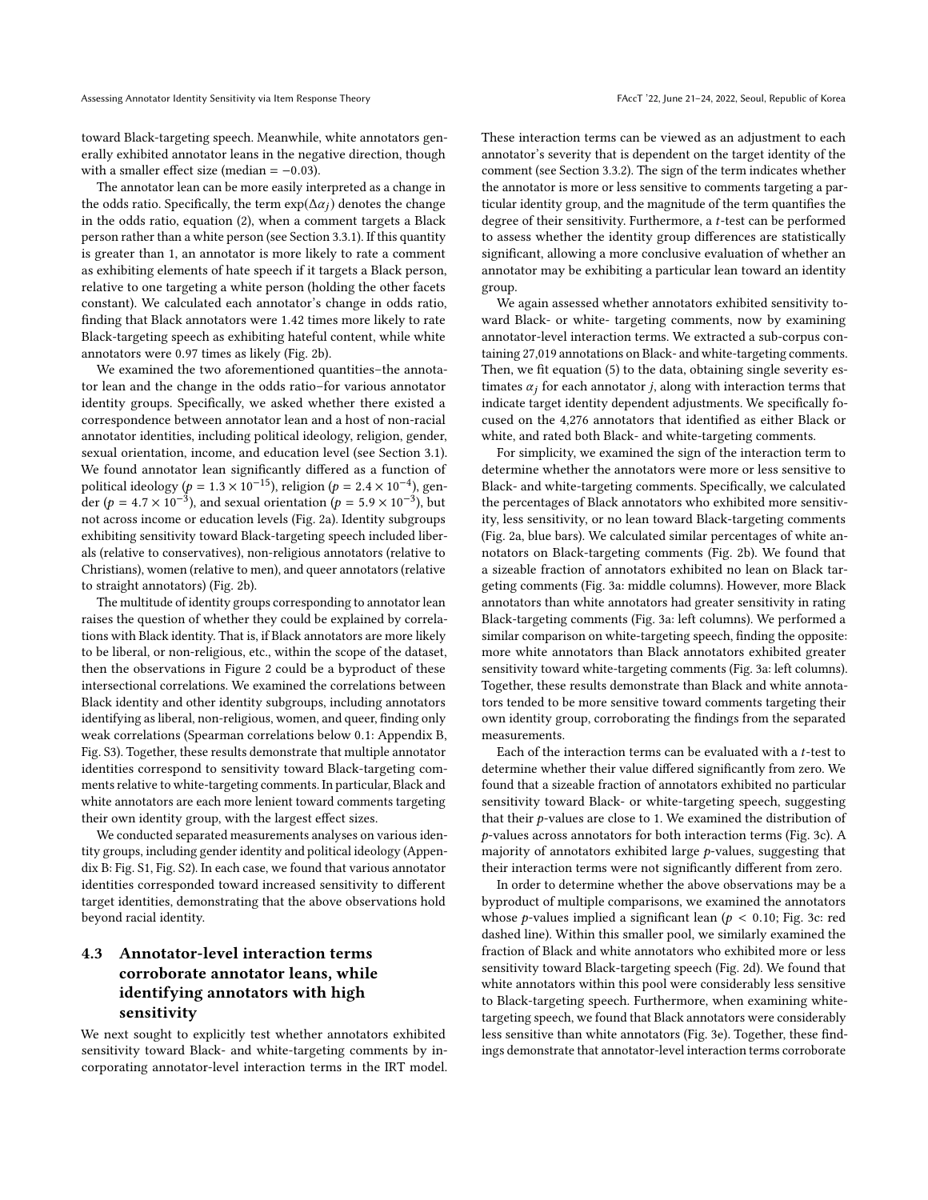toward Black-targeting speech. Meanwhile, white annotators generally exhibited annotator leans in the negative direction, though with a smaller effect size (median = −0.03).

The annotator lean can be more easily interpreted as a change in the odds ratio. Specifically, the term $\exp(\Delta\alpha_j)$ denotes the change in the odds ratio, equation (2), when a comment targets a Black person rather than a white person (see Section 3.3.1). If this quantity is greater than 1, an annotator is more likely to rate a comment as exhibiting elements of hate speech if it targets a Black person, relative to one targeting a white person (holding the other facets constant). We calculated each annotator's change in odds ratio, finding that Black annotators were 1.42 times more likely to rate Black-targeting speech as exhibiting hateful content, while white annotators were 0.97 times as likely (Fig. 2b).

We examined the two aforementioned quantities–the annotator lean and the change in the odds ratio–for various annotator identity groups. Specifically, we asked whether there existed a correspondence between annotator lean and a host of non-racial annotator identities, including political ideology, religion, gender, sexual orientation, income, and education level (see Section 3.1). We found annotator lean significantly differed as a function of political ideology ($p = 1.3 \times 10^{-15}$), religion ($p = 2.4 \times 10^{-4}$), gender ($p = 4.7 \times 10^{-3}$), and sexual orientation ($p = 5.9 \times 10^{-3}$), but not across income or education levels (Fig. 2a). Identity subgroups exhibiting sensitivity toward Black-targeting speech included liberals (relative to conservatives), non-religious annotators (relative to Christians), women (relative to men), and queer annotators (relative to straight annotators) (Fig. 2b).

The multitude of identity groups corresponding to annotator lean raises the question of whether they could be explained by correlations with Black identity. That is, if Black annotators are more likely to be liberal, or non-religious, etc., within the scope of the dataset, then the observations in Figure 2 could be a byproduct of these intersectional correlations. We examined the correlations between Black identity and other identity subgroups, including annotators identifying as liberal, non-religious, women, and queer, finding only weak correlations (Spearman correlations below 0.1: Appendix B, Fig. S3). Together, these results demonstrate that multiple annotator identities correspond to sensitivity toward Black-targeting comments relative to white-targeting comments. In particular, Black and white annotators are each more lenient toward comments targeting their own identity group, with the largest effect sizes.

We conducted separated measurements analyses on various identity groups, including gender identity and political ideology (Appendix B: Fig. S1, Fig. S2). In each case, we found that various annotator identities corresponded toward increased sensitivity to different target identities, demonstrating that the above observations hold beyond racial identity.

### 4.3 Annotator-level interaction terms corroborate annotator leans, while identifying annotators with high sensitivity

We next sought to explicitly test whether annotators exhibited sensitivity toward Black- and white-targeting comments by incorporating annotator-level interaction terms in the IRT model. These interaction terms can be viewed as an adjustment to each annotator's severity that is dependent on the target identity of the comment (see Section 3.3.2). The sign of the term indicates whether the annotator is more or less sensitive to comments targeting a particular identity group, and the magnitude of the term quantifies the degree of their sensitivity. Furthermore, a $t$-test can be performed to assess whether the identity group differences are statistically significant, allowing a more conclusive evaluation of whether an annotator may be exhibiting a particular lean toward an identity group.

We again assessed whether annotators exhibited sensitivity toward Black- or white- targeting comments, now by examining annotator-level interaction terms. We extracted a sub-corpus containing 27,019 annotations on Black- and white-targeting comments. Then, we fit equation (5) to the data, obtaining single severity estimates $\alpha_j$ for each annotator $j$, along with interaction terms that indicate target identity dependent adjustments. We specifically focused on the 4,276 annotators that identified as either Black or white, and rated both Black- and white-targeting comments.

For simplicity, we examined the sign of the interaction term to determine whether the annotators were more or less sensitive to Black- and white-targeting comments. Specifically, we calculated the percentages of Black annotators who exhibited more sensitivity, less sensitivity, or no lean toward Black-targeting comments (Fig. 2a, blue bars). We calculated similar percentages of white annotators on Black-targeting comments (Fig. 2b). We found that a sizeable fraction of annotators exhibited no lean on Black targeting comments (Fig. 3a: middle columns). However, more Black annotators than white annotators had greater sensitivity in rating Black-targeting comments (Fig. 3a: left columns). We performed a similar comparison on white-targeting speech, finding the opposite: more white annotators than Black annotators exhibited greater sensitivity toward white-targeting comments (Fig. 3a: left columns). Together, these results demonstrate than Black and white annotators tended to be more sensitive toward comments targeting their own identity group, corroborating the findings from the separated measurements.

Each of the interaction terms can be evaluated with a $t$-test to determine whether their value differed significantly from zero. We found that a sizeable fraction of annotators exhibited no particular sensitivity toward Black- or white-targeting speech, suggesting that their $p$-values are close to 1. We examined the distribution of $p$-values across annotators for both interaction terms (Fig. 3c). A majority of annotators exhibited large $p$-values, suggesting that their interaction terms were not significantly different from zero.

In order to determine whether the above observations may be a byproduct of multiple comparisons, we examined the annotators whose $p$-values implied a significant lean ($p < 0.10$; Fig. 3c: red dashed line). Within this smaller pool, we similarly examined the fraction of Black and white annotators who exhibited more or less sensitivity toward Black-targeting speech (Fig. 2d). We found that white annotators within this pool were considerably less sensitive to Black-targeting speech. Furthermore, when examining white-targeting speech, we found that Black annotators were considerably less sensitive than white annotators (Fig. 3e). Together, these findings demonstrate that annotator-level interaction terms corroborate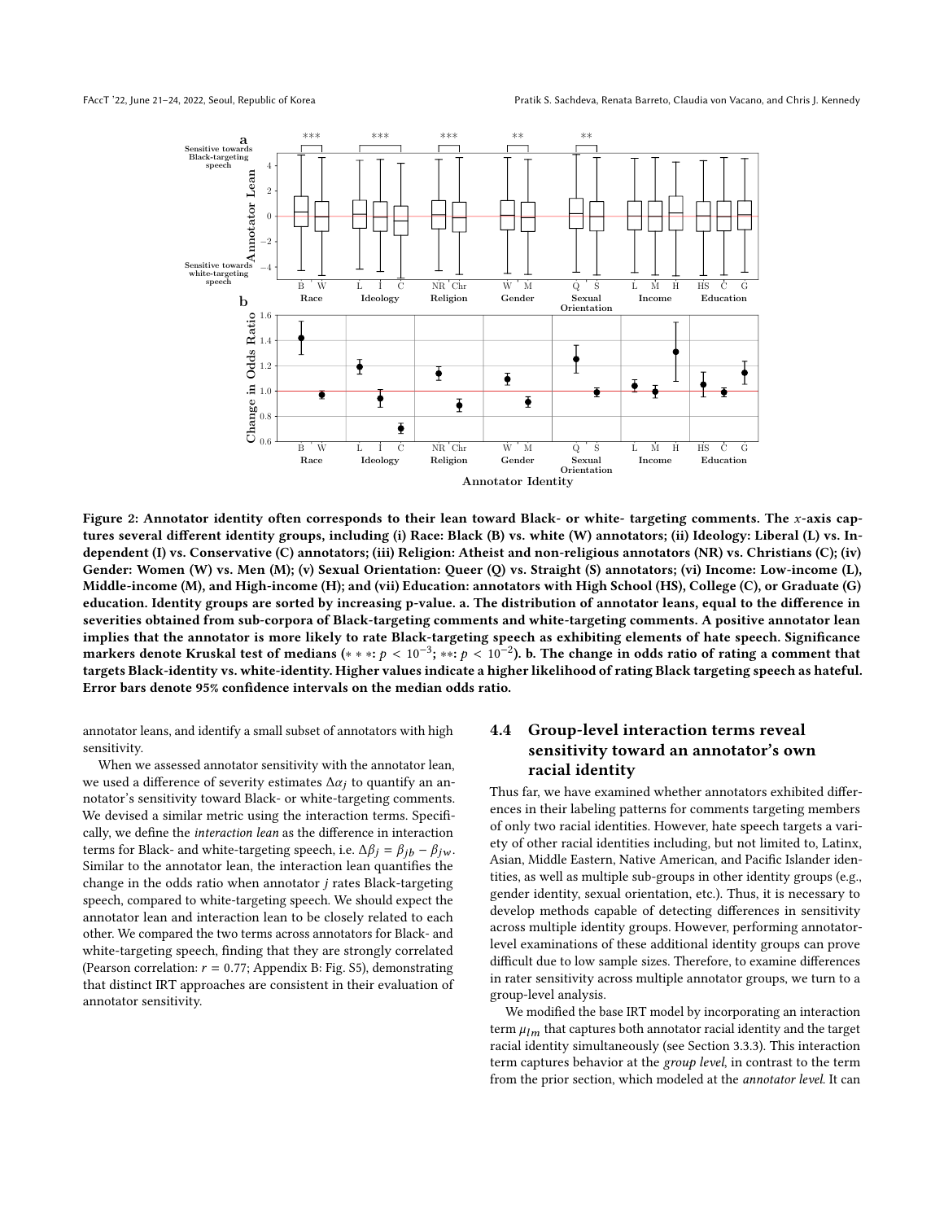Figure 2: Annotator identity often corresponds to their lean toward Black- or white- targeting comments. The $x$-axis captures several different identity groups, including (i) Race: Black (B) vs. white (W) annotators; (ii) Ideology: Liberal (L) vs. Independent (I) vs. Conservative (C) annotators; (iii) Religion: Atheist and non-religious annotators (NR) vs. Christians (C); (iv) Gender: Women (W) vs. Men (M); (v) Sexual Orientation: Queer (Q) vs. Straight (S) annotators; (vi) Income: Low-income (L), Middle-income (M), and High-income (H); and (vii) Education: annotators with High School (HS), College (C), or Graduate (G) education. Identity groups are sorted by increasing p-value. a. The distribution of annotator leans, equal to the difference in severities obtained from sub-corpora of Black-targeting comments and white-targeting comments. A positive annotator lean implies that the annotator is more likely to rate Black-targeting speech as exhibiting elements of hate speech. Significance markers denote Kruskal test of medians ($***: p < 10^{-3}$; $**: p < 10^{-2}$). b. The change in odds ratio of rating a comment that targets Black-identity vs. white-identity. Higher values indicate a higher likelihood of rating Black targeting speech as hateful. Error bars denote 95% confidence intervals on the median odds ratio.

annotator leans, and identify a small subset of annotators with high sensitivity.

When we assessed annotator sensitivity with the annotator lean, we used a difference of severity estimates $\Delta\alpha_j$ to quantify an annotator's sensitivity toward Black- or white-targeting comments. We devised a similar metric using the interaction terms. Specifically, we define the *interaction lean* as the difference in interaction terms for Black- and white-targeting speech, i.e. $\Delta\beta_j = \beta_{jb} - \beta_{jw}$. Similar to the annotator lean, the interaction lean quantifies the change in the odds ratio when annotator $j$ rates Black-targeting speech, compared to white-targeting speech. We should expect the annotator lean and interaction lean to be closely related to each other. We compared the two terms across annotators for Black- and white-targeting speech, finding that they are strongly correlated (Pearson correlation: $r = 0.77$; Appendix B: Fig. S5), demonstrating that distinct IRT approaches are consistent in their evaluation of annotator sensitivity.

### 4.4 Group-level interaction terms reveal sensitivity toward an annotator's own racial identity

Thus far, we have examined whether annotators exhibited differences in their labeling patterns for comments targeting members of only two racial identities. However, hate speech targets a variety of other racial identities including, but not limited to, Latinx, Asian, Middle Eastern, Native American, and Pacific Islander identities, as well as multiple sub-groups in other identity groups (e.g., gender identity, sexual orientation, etc.). Thus, it is necessary to develop methods capable of detecting differences in sensitivity across multiple identity groups. However, performing annotator-level examinations of these additional identity groups can prove difficult due to low sample sizes. Therefore, to examine differences in rater sensitivity across multiple annotator groups, we turn to a group-level analysis.

We modified the base IRT model by incorporating an interaction term $\mu_{lm}$ that captures both annotator racial identity and the target racial identity simultaneously (see Section 3.3.3). This interaction term captures behavior at the *group level*, in contrast to the term from the prior section, which modeled at the *annotator level*. It can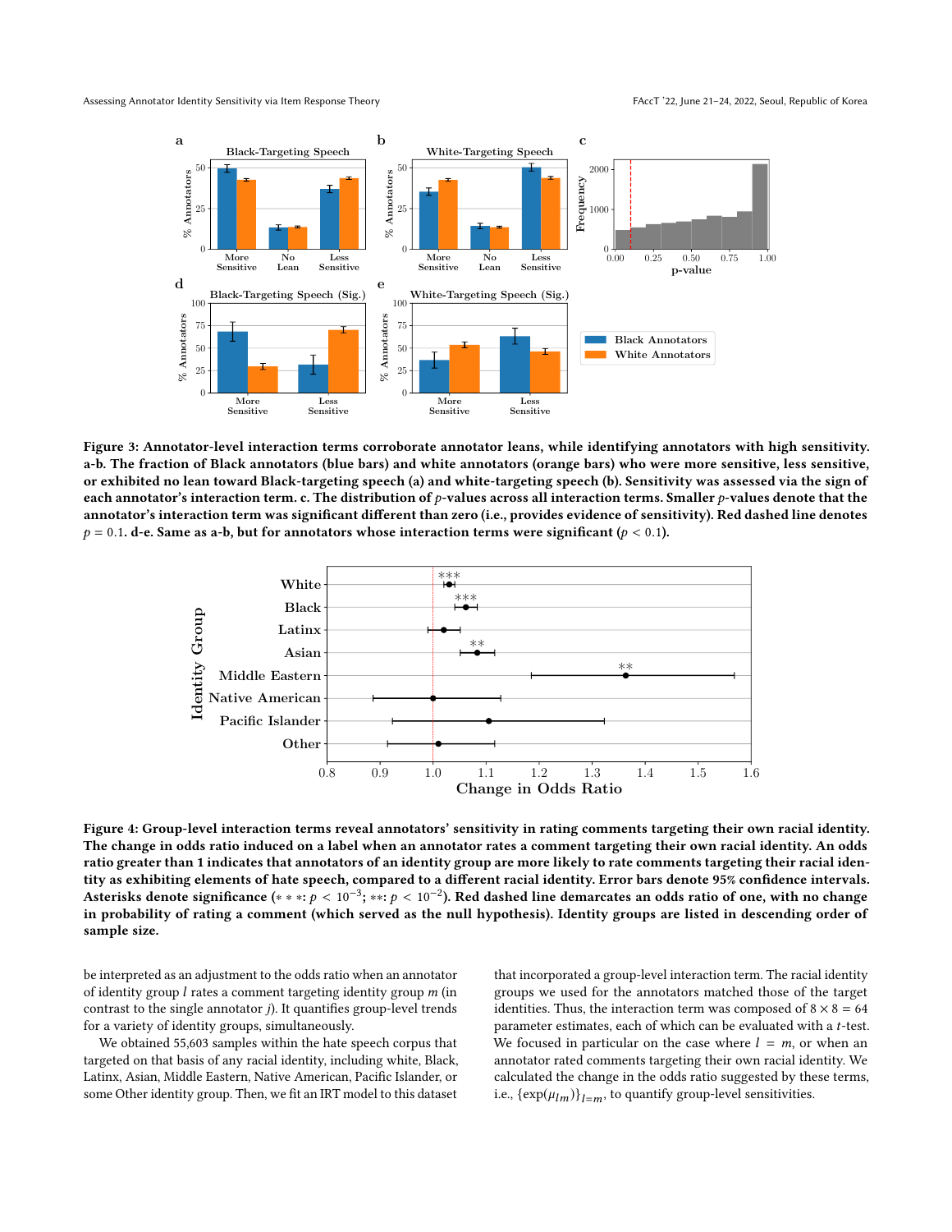**Figure 3: Annotator-level interaction terms corroborate annotator leans, while identifying annotators with high sensitivity. a-b. The fraction of Black annotators (blue bars) and white annotators (orange bars) who were more sensitive, less sensitive, or exhibited no lean toward Black-targeting speech (a) and white-targeting speech (b). Sensitivity was assessed via the sign of each annotator's interaction term. c. The distribution of $p$-values across all interaction terms. Smaller $p$-values denote that the annotator's interaction term was significant different than zero (i.e., provides evidence of sensitivity). Red dashed line denotes $p = 0.1$. d-e. Same as a-b, but for annotators whose interaction terms were significant ($p < 0.1$).**

**Figure 4: Group-level interaction terms reveal annotators' sensitivity in rating comments targeting their own racial identity. The change in odds ratio induced on a label when an annotator rates a comment targeting their own racial identity. An odds ratio greater than 1 indicates that annotators of an identity group are more likely to rate comments targeting their racial identity as exhibiting elements of hate speech, compared to a different racial identity. Error bars denote 95% confidence intervals. Asterisks denote significance ($***$: $p < 10^{-3}$; $**$: $p < 10^{-2}$). Red dashed line demarcates an odds ratio of one, with no change in probability of rating a comment (which served as the null hypothesis). Identity groups are listed in descending order of sample size.**

be interpreted as an adjustment to the odds ratio when an annotator of identity group $l$ rates a comment targeting identity group $m$ (in contrast to the single annotator $j$). It quantifies group-level trends for a variety of identity groups, simultaneously.

We obtained 55,603 samples within the hate speech corpus that targeted on that basis of any racial identity, including white, Black, Latinx, Asian, Middle Eastern, Native American, Pacific Islander, or some Other identity group. Then, we fit an IRT model to this dataset that incorporated a group-level interaction term. The racial identity groups we used for the annotators matched those of the target identities. Thus, the interaction term was composed of $8 \times 8 = 64$ parameter estimates, each of which can be evaluated with a $t$-test. We focused in particular on the case where $l = m$, or when an annotator rated comments targeting their own racial identity. We calculated the change in the odds ratio suggested by these terms, i.e., $\{\exp(\mu_{lm})\}_{l=m}$, to quantify group-level sensitivities.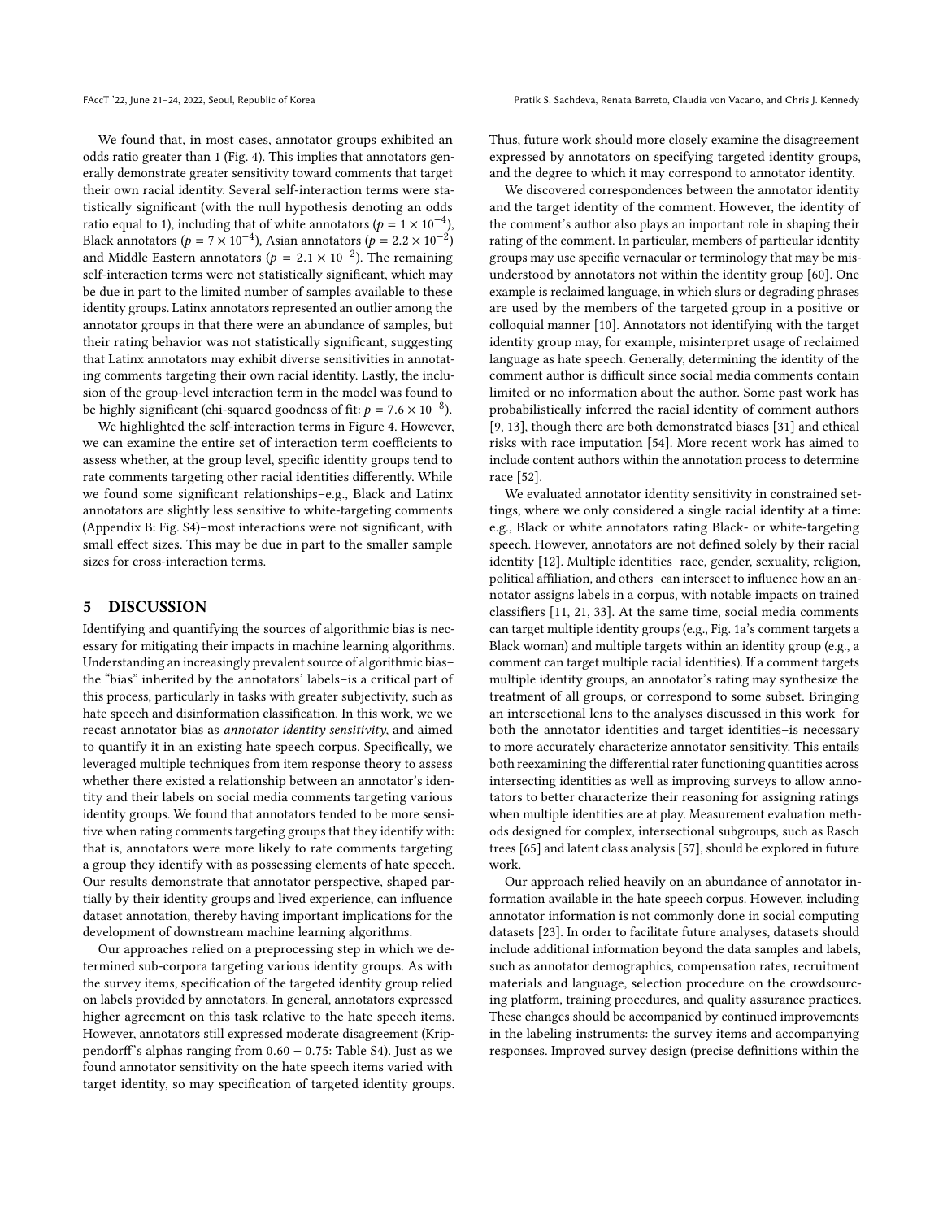We found that, in most cases, annotator groups exhibited an odds ratio greater than 1 (Fig. 4). This implies that annotators generally demonstrate greater sensitivity toward comments that target their own racial identity. Several self-interaction terms were statistically significant (with the null hypothesis denoting an odds ratio equal to 1), including that of white annotators ($p = 1 \times 10^{-4}$), Black annotators ($p = 7 \times 10^{-4}$), Asian annotators ($p = 2.2 \times 10^{-2}$) and Middle Eastern annotators ($p = 2.1 \times 10^{-2}$). The remaining self-interaction terms were not statistically significant, which may be due in part to the limited number of samples available to these identity groups. Latinx annotators represented an outlier among the annotator groups in that there were an abundance of samples, but their rating behavior was not statistically significant, suggesting that Latinx annotators may exhibit diverse sensitivities in annotating comments targeting their own racial identity. Lastly, the inclusion of the group-level interaction term in the model was found to be highly significant (chi-squared goodness of fit: $p = 7.6 \times 10^{-8}$).

We highlighted the self-interaction terms in Figure 4. However, we can examine the entire set of interaction term coefficients to assess whether, at the group level, specific identity groups tend to rate comments targeting other racial identities differently. While we found some significant relationships–e.g., Black and Latinx annotators are slightly less sensitive to white-targeting comments (Appendix B: Fig. S4)–most interactions were not significant, with small effect sizes. This may be due in part to the smaller sample sizes for cross-interaction terms.

## 5 DISCUSSION

Identifying and quantifying the sources of algorithmic bias is necessary for mitigating their impacts in machine learning algorithms. Understanding an increasingly prevalent source of algorithmic bias–the "bias" inherited by the annotators' labels–is a critical part of this process, particularly in tasks with greater subjectivity, such as hate speech and disinformation classification. In this work, we we recast annotator bias as *annotator identity sensitivity*, and aimed to quantify it in an existing hate speech corpus. Specifically, we leveraged multiple techniques from item response theory to assess whether there existed a relationship between an annotator's identity and their labels on social media comments targeting various identity groups. We found that annotators tended to be more sensitive when rating comments targeting groups that they identify with: that is, annotators were more likely to rate comments targeting a group they identify with as possessing elements of hate speech. Our results demonstrate that annotator perspective, shaped partially by their identity groups and lived experience, can influence dataset annotation, thereby having important implications for the development of downstream machine learning algorithms.

Our approaches relied on a preprocessing step in which we determined sub-corpora targeting various identity groups. As with the survey items, specification of the targeted identity group relied on labels provided by annotators. In general, annotators expressed higher agreement on this task relative to the hate speech items. However, annotators still expressed moderate disagreement (Krippendorff's alphas ranging from 0.60 − 0.75: Table S4). Just as we found annotator sensitivity on the hate speech items varied with target identity, so may specification of targeted identity groups. Thus, future work should more closely examine the disagreement expressed by annotators on specifying targeted identity groups, and the degree to which it may correspond to annotator identity.

We discovered correspondences between the annotator identity and the target identity of the comment. However, the identity of the comment's author also plays an important role in shaping their rating of the comment. In particular, members of particular identity groups may use specific vernacular or terminology that may be misunderstood by annotators not within the identity group [60]. One example is reclaimed language, in which slurs or degrading phrases are used by the members of the targeted group in a positive or colloquial manner [10]. Annotators not identifying with the target identity group may, for example, misinterpret usage of reclaimed language as hate speech. Generally, determining the identity of the comment author is difficult since social media comments contain limited or no information about the author. Some past work has probabilistically inferred the racial identity of comment authors [9, 13], though there are both demonstrated biases [31] and ethical risks with race imputation [54]. More recent work has aimed to include content authors within the annotation process to determine race [52].

We evaluated annotator identity sensitivity in constrained settings, where we only considered a single racial identity at a time: e.g., Black or white annotators rating Black- or white-targeting speech. However, annotators are not defined solely by their racial identity [12]. Multiple identities–race, gender, sexuality, religion, political affiliation, and others–can intersect to influence how an annotator assigns labels in a corpus, with notable impacts on trained classifiers [11, 21, 33]. At the same time, social media comments can target multiple identity groups (e.g., Fig. 1a's comment targets a Black woman) and multiple targets within an identity group (e.g., a comment can target multiple racial identities). If a comment targets multiple identity groups, an annotator's rating may synthesize the treatment of all groups, or correspond to some subset. Bringing an intersectional lens to the analyses discussed in this work–for both the annotator identities and target identities–is necessary to more accurately characterize annotator sensitivity. This entails both reexamining the differential rater functioning quantities across intersecting identities as well as improving surveys to allow annotators to better characterize their reasoning for assigning ratings when multiple identities are at play. Measurement evaluation methods designed for complex, intersectional subgroups, such as Rasch trees [65] and latent class analysis [57], should be explored in future work.

Our approach relied heavily on an abundance of annotator information available in the hate speech corpus. However, including annotator information is not commonly done in social computing datasets [23]. In order to facilitate future analyses, datasets should include additional information beyond the data samples and labels, such as annotator demographics, compensation rates, recruitment materials and language, selection procedure on the crowdsourcing platform, training procedures, and quality assurance practices. These changes should be accompanied by continued improvements in the labeling instruments: the survey items and accompanying responses. Improved survey design (precise definitions within the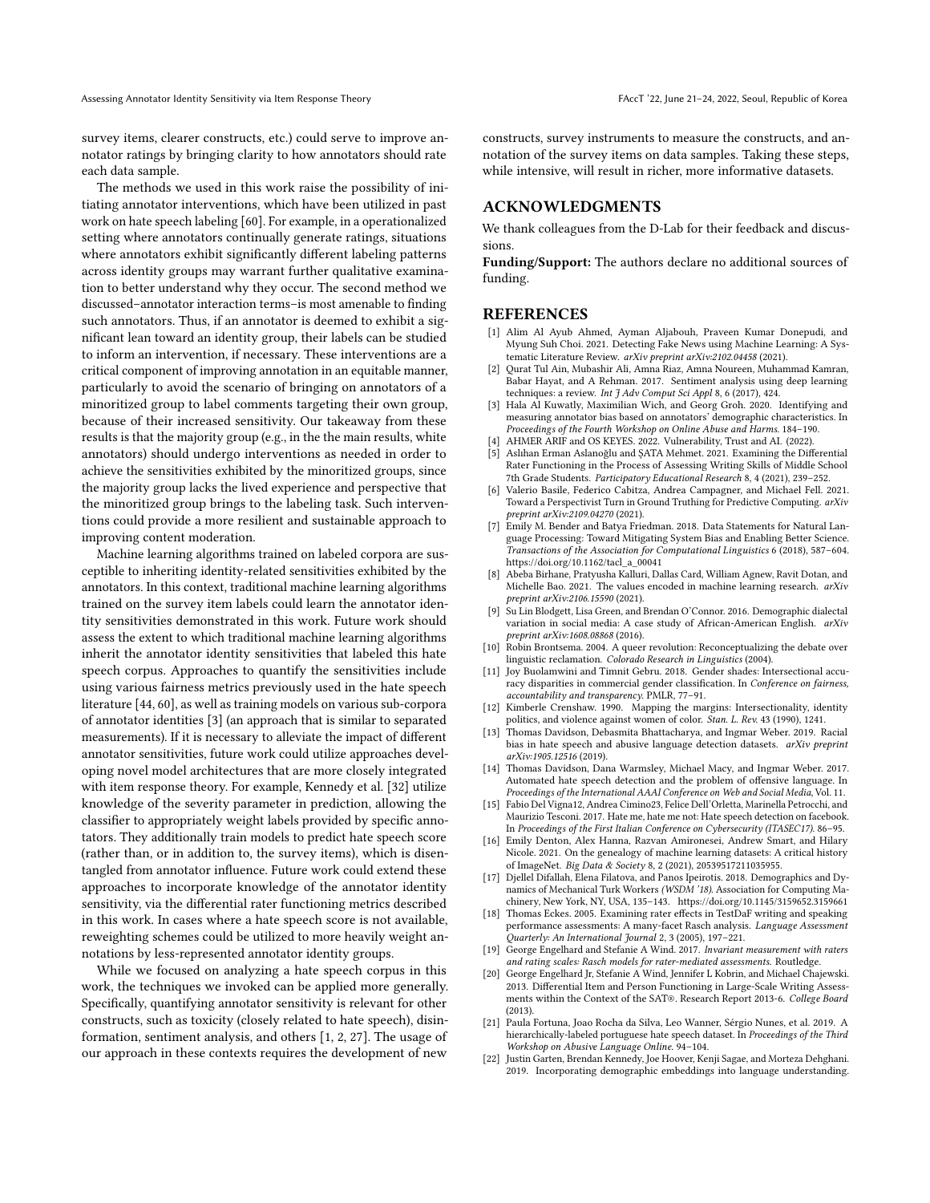survey items, clearer constructs, etc.) could serve to improve annotator ratings by bringing clarity to how annotators should rate each data sample.

The methods we used in this work raise the possibility of initiating annotator interventions, which have been utilized in past work on hate speech labeling [60]. For example, in a operationalized setting where annotators continually generate ratings, situations where annotators exhibit significantly different labeling patterns across identity groups may warrant further qualitative examination to better understand why they occur. The second method we discussed–annotator interaction terms–is most amenable to finding such annotators. Thus, if an annotator is deemed to exhibit a significant lean toward an identity group, their labels can be studied to inform an intervention, if necessary. These interventions are a critical component of improving annotation in an equitable manner, particularly to avoid the scenario of bringing on annotators of a minoritized group to label comments targeting their own group, because of their increased sensitivity. Our takeaway from these results is that the majority group (e.g., in the the main results, white annotators) should undergo interventions as needed in order to achieve the sensitivities exhibited by the minoritized groups, since the majority group lacks the lived experience and perspective that the minoritized group brings to the labeling task. Such interventions could provide a more resilient and sustainable approach to improving content moderation.

Machine learning algorithms trained on labeled corpora are susceptible to inheriting identity-related sensitivities exhibited by the annotators. In this context, traditional machine learning algorithms trained on the survey item labels could learn the annotator identity sensitivities demonstrated in this work. Future work should assess the extent to which traditional machine learning algorithms inherit the annotator identity sensitivities that labeled this hate speech corpus. Approaches to quantify the sensitivities include using various fairness metrics previously used in the hate speech literature [44, 60], as well as training models on various sub-corpora of annotator identities [3] (an approach that is similar to separated measurements). If it is necessary to alleviate the impact of different annotator sensitivities, future work could utilize approaches developing novel model architectures that are more closely integrated with item response theory. For example, Kennedy et al. [32] utilize knowledge of the severity parameter in prediction, allowing the classifier to appropriately weight labels provided by specific annotators. They additionally train models to predict hate speech score (rather than, or in addition to, the survey items), which is disentangled from annotator influence. Future work could extend these approaches to incorporate knowledge of the annotator identity sensitivity, via the differential rater functioning metrics described in this work. In cases where a hate speech score is not available, reweighting schemes could be utilized to more heavily weight annotations by less-represented annotator identity groups.

While we focused on analyzing a hate speech corpus in this work, the techniques we invoked can be applied more generally. Specifically, quantifying annotator sensitivity is relevant for other constructs, such as toxicity (closely related to hate speech), disinformation, sentiment analysis, and others [1, 2, 27]. The usage of our approach in these contexts requires the development of new constructs, survey instruments to measure the constructs, and annotation of the survey items on data samples. Taking these steps, while intensive, will result in richer, more informative datasets.

## ACKNOWLEDGMENTS

We thank colleagues from the D-Lab for their feedback and discussions.

**Funding/Support:** The authors declare no additional sources of funding.

## REFERENCES

- [1] Alim Al Ayub Ahmed, Ayman Aljabouh, Praveen Kumar Donepudi, and Myung Suh Choi. 2021. Detecting Fake News using Machine Learning: A Systematic Literature Review. *arXiv preprint arXiv:2102.04458* (2021).
- [2] Qurat Tul Ain, Mubashir Ali, Amna Riaz, Amna Noureen, Muhammad Kamran, Babar Hayat, and A Rehman. 2017. Sentiment analysis using deep learning techniques: a review. *Int J Adv Comput Sci Appl* 8, 6 (2017), 424.
- [3] Hala Al Kuwatly, Maximilian Wich, and Georg Groh. 2020. Identifying and measuring annotator bias based on annotators' demographic characteristics. In *Proceedings of the Fourth Workshop on Online Abuse and Harms*. 184–190.
- [4] AHMER ARIF and OS KEYES. 2022. Vulnerability, Trust and AI. (2022).
- [5] Aslıhan Erman Aslanoğlu and ŞATA Mehmet. 2021. Examining the Differential Rater Functioning in the Process of Assessing Writing Skills of Middle School 7th Grade Students. *Participatory Educational Research* 8, 4 (2021), 239–252.
- [6] Valerio Basile, Federico Cabitza, Andrea Campagner, and Michael Fell. 2021. Toward a Perspectivist Turn in Ground Truthing for Predictive Computing. *arXiv preprint arXiv:2109.04270* (2021).
- [7] Emily M. Bender and Batya Friedman. 2018. Data Statements for Natural Language Processing: Toward Mitigating System Bias and Enabling Better Science. *Transactions of the Association for Computational Linguistics* 6 (2018), 587–604. https://doi.org/10.1162/tacl_a_00041
- [8] Abeba Birhane, Pratyusha Kalluri, Dallas Card, William Agnew, Ravit Dotan, and Michelle Bao. 2021. The values encoded in machine learning research. *arXiv preprint arXiv:2106.15590* (2021).
- [9] Su Lin Blodgett, Lisa Green, and Brendan O'Connor. 2016. Demographic dialectal variation in social media: A case study of African-American English. *arXiv preprint arXiv:1608.08868* (2016).
- [10] Robin Brontsema. 2004. A queer revolution: Reconceptualizing the debate over linguistic reclamation. *Colorado Research in Linguistics* (2004).
- [11] Joy Buolamwini and Timnit Gebru. 2018. Gender shades: Intersectional accuracy disparities in commercial gender classification. In *Conference on fairness, accountability and transparency*. PMLR, 77–91.
- [12] Kimberle Crenshaw. 1990. Mapping the margins: Intersectionality, identity politics, and violence against women of color. *Stan. L. Rev.* 43 (1990), 1241.
- [13] Thomas Davidson, Debasmita Bhattacharya, and Ingmar Weber. 2019. Racial bias in hate speech and abusive language detection datasets. *arXiv preprint arXiv:1905.12516* (2019).
- [14] Thomas Davidson, Dana Warmsley, Michael Macy, and Ingmar Weber. 2017. Automated hate speech detection and the problem of offensive language. In *Proceedings of the International AAAI Conference on Web and Social Media*, Vol. 11.
- [15] Fabio Del Vigna12, Andrea Cimino23, Felice Dell'Orletta, Marinella Petrocchi, and Maurizio Tesconi. 2017. Hate me, hate me not: Hate speech detection on facebook. In *Proceedings of the First Italian Conference on Cybersecurity (ITASEC17)*. 86–95.
- [16] Emily Denton, Alex Hanna, Razvan Amironesei, Andrew Smart, and Hilary Nicole. 2021. On the genealogy of machine learning datasets: A critical history of ImageNet. *Big Data & Society* 8, 2 (2021), 20539517211035955.
- [17] Djellel Difallah, Elena Filatova, and Panos Ipeirotis. 2018. Demographics and Dynamics of Mechanical Turk Workers *(WSDM '18)*. Association for Computing Machinery, New York, NY, USA, 135–143. https://doi.org/10.1145/3159652.3159661
- [18] Thomas Eckes. 2005. Examining rater effects in TestDaF writing and speaking performance assessments: A many-facet Rasch analysis. *Language Assessment Quarterly: An International Journal* 2, 3 (2005), 197–221.
- [19] George Engelhard and Stefanie A Wind. 2017. *Invariant measurement with raters and rating scales: Rasch models for rater-mediated assessments.* Routledge.
- [20] George Engelhard Jr, Stefanie A Wind, Jennifer L Kobrin, and Michael Chajewski. 2013. Differential Item and Person Functioning in Large-Scale Writing Assessments within the Context of the SAT®. Research Report 2013-6. *College Board* (2013).
- [21] Paula Fortuna, Joao Rocha da Silva, Leo Wanner, Sérgio Nunes, et al. 2019. A hierarchically-labeled portuguese hate speech dataset. In *Proceedings of the Third Workshop on Abusive Language Online*. 94–104.
- [22] Justin Garten, Brendan Kennedy, Joe Hoover, Kenji Sagae, and Morteza Dehghani. 2019. Incorporating demographic embeddings into language understanding.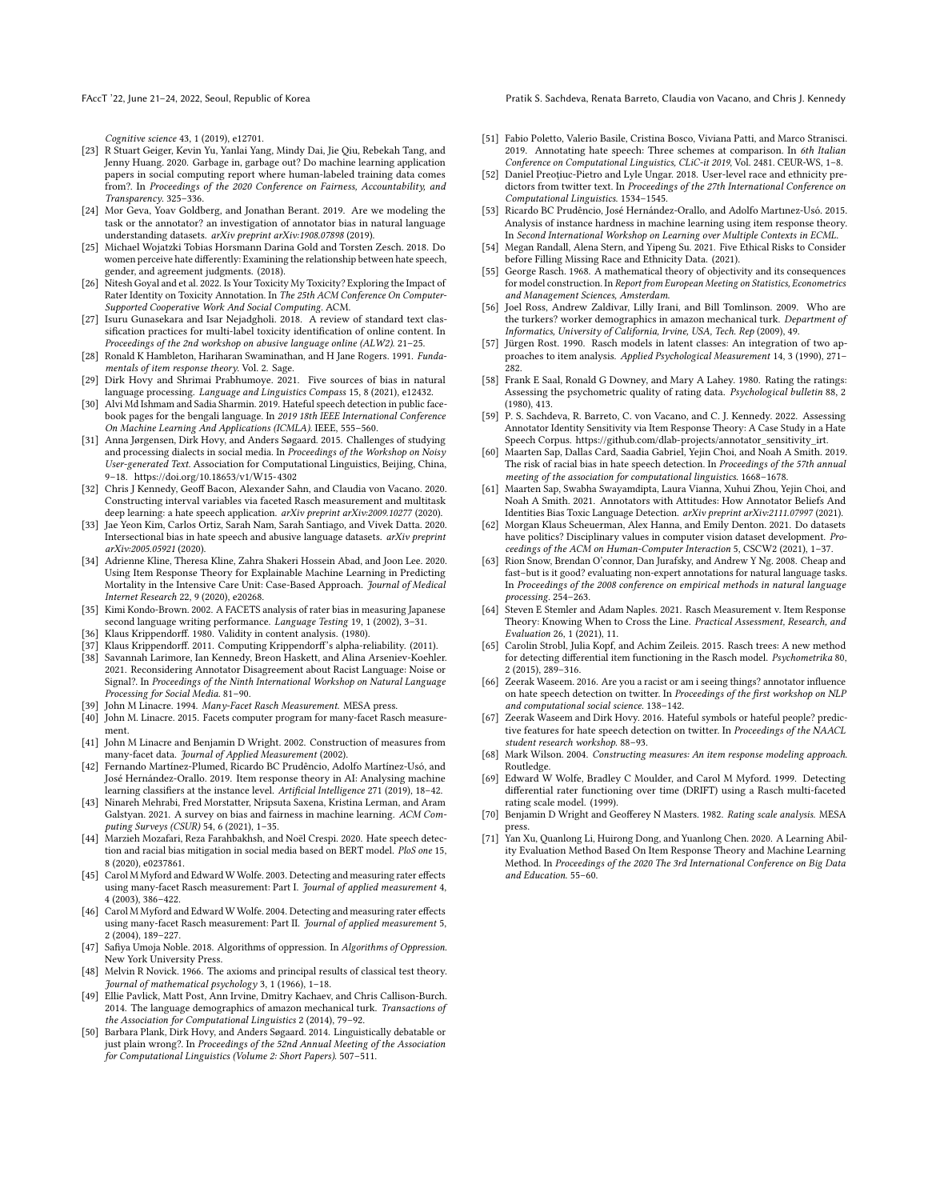Cognitive science 43, 1 (2019), e12701.

[23] R Stuart Geiger, Kevin Yu, Yanlai Yang, Mindy Dai, Jie Qiu, Rebekah Tang, and Jenny Huang. 2020. Garbage in, garbage out? Do machine learning application papers in social computing report where human-labeled training data comes from?. In *Proceedings of the 2020 Conference on Fairness, Accountability, and Transparency*. 325–336.

[24] Mor Geva, Yoav Goldberg, and Jonathan Berant. 2019. Are we modeling the task or the annotator? an investigation of annotator bias in natural language understanding datasets. *arXiv preprint arXiv:1908.07898* (2019).

[25] Michael Wojatzki Tobias Horsmann Darina Gold and Torsten Zesch. 2018. Do women perceive hate differently: Examining the relationship between hate speech, gender, and agreement judgments. (2018).

[26] Nitesh Goyal and et al. 2022. Is Your Toxicity My Toxicity? Exploring the Impact of Rater Identity on Toxicity Annotation. In *The 25th ACM Conference On Computer-Supported Cooperative Work And Social Computing*. ACM.

[27] Isuru Gunasekara and Isar Nejadgholi. 2018. A review of standard text classification practices for multi-label toxicity identification of online content. In *Proceedings of the 2nd workshop on abusive language online (ALW2)*. 21–25.

[28] Ronald K Hambleton, Hariharan Swaminathan, and H Jane Rogers. 1991. *Fundamentals of item response theory*. Vol. 2. Sage.

[29] Dirk Hovy and Shrimai Prabhumoye. 2021. Five sources of bias in natural language processing. *Language and Linguistics Compass* 15, 8 (2021), e12432.

[30] Alvi Md Ishmam and Sadia Sharmin. 2019. Hateful speech detection in public facebook pages for the bengali language. In *2019 18th IEEE International Conference On Machine Learning And Applications (ICMLA)*. IEEE, 555–560.

[31] Anna Jørgensen, Dirk Hovy, and Anders Søgaard. 2015. Challenges of studying and processing dialects in social media. In *Proceedings of the Workshop on Noisy User-generated Text*. Association for Computational Linguistics, Beijing, China, 9–18. https://doi.org/10.18653/v1/W15-4302

[32] Chris J Kennedy, Geoff Bacon, Alexander Sahn, and Claudia von Vacano. 2020. Constructing interval variables via faceted Rasch measurement and multitask deep learning: a hate speech application. *arXiv preprint arXiv:2009.10277* (2020).

[33] Jae Yeon Kim, Carlos Ortiz, Sarah Nam, Sarah Santiago, and Vivek Datta. 2020. Intersectional bias in hate speech and abusive language datasets. *arXiv preprint arXiv:2005.05921* (2020).

[34] Adrienne Kline, Theresa Kline, Zahra Shakeri Hossein Abad, and Joon Lee. 2020. Using Item Response Theory for Explainable Machine Learning in Predicting Mortality in the Intensive Care Unit: Case-Based Approach. *Journal of Medical Internet Research* 22, 9 (2020), e20268.

[35] Kimi Kondo-Brown. 2002. A FACETS analysis of rater bias in measuring Japanese second language writing performance. *Language Testing* 19, 1 (2002), 3–31.

[36] Klaus Krippendorff. 1980. Validity in content analysis. (1980).

[37] Klaus Krippendorff. 2011. Computing Krippendorff's alpha-reliability. (2011).

[38] Savannah Larimore, Ian Kennedy, Breon Haskett, and Alina Arseniev-Koehler. 2021. Reconsidering Annotator Disagreement about Racist Language: Noise or Signal?. In *Proceedings of the Ninth International Workshop on Natural Language Processing for Social Media*. 81–90.

[39] John M Linacre. 1994. *Many-Facet Rasch Measurement*. MESA press.

[40] John M. Linacre. 2015. Facets computer program for many-facet Rasch measurement.

[41] John M Linacre and Benjamin D Wright. 2002. Construction of measures from many-facet data. *Journal of Applied Measurement* (2002).

[42] Fernando Martínez-Plumed, Ricardo BC Prudêncio, Adolfo Martínez-Usó, and José Hernández-Orallo. 2019. Item response theory in AI: Analysing machine learning classifiers at the instance level. *Artificial Intelligence* 271 (2019), 18–42.

[43] Ninareh Mehrabi, Fred Morstatter, Nripsuta Saxena, Kristina Lerman, and Aram Galstyan. 2021. A survey on bias and fairness in machine learning. *ACM Computing Surveys (CSUR)* 54, 6 (2021), 1–35.

[44] Marzieh Mozafari, Reza Farahbakhsh, and Noël Crespi. 2020. Hate speech detection and racial bias mitigation in social media based on BERT model. *PloS one* 15, 8 (2020), e0237861.

[45] Carol M Myford and Edward W Wolfe. 2003. Detecting and measuring rater effects using many-facet Rasch measurement: Part I. *Journal of applied measurement* 4, 4 (2003), 386–422.

[46] Carol M Myford and Edward W Wolfe. 2004. Detecting and measuring rater effects using many-facet Rasch measurement: Part II. *Journal of applied measurement* 5, 2 (2004), 189–227.

[47] Safiya Umoja Noble. 2018. Algorithms of oppression. In *Algorithms of Oppression*. New York University Press.

[48] Melvin R Novick. 1966. The axioms and principal results of classical test theory. *Journal of mathematical psychology* 3, 1 (1966), 1–18.

[49] Ellie Pavlick, Matt Post, Ann Irvine, Dmitry Kachaev, and Chris Callison-Burch. 2014. The language demographics of amazon mechanical turk. *Transactions of the Association for Computational Linguistics* 2 (2014), 79–92.

[50] Barbara Plank, Dirk Hovy, and Anders Søgaard. 2014. Linguistically debatable or just plain wrong?. In *Proceedings of the 52nd Annual Meeting of the Association for Computational Linguistics (Volume 2: Short Papers)*. 507–511.

[51] Fabio Poletto, Valerio Basile, Cristina Bosco, Viviana Patti, and Marco Stranisci. 2019. Annotating hate speech: Three schemes at comparison. In *6th Italian Conference on Computational Linguistics, CLiC-it 2019*, Vol. 2481. CEUR-WS, 1–8.

[52] Daniel Preoţiuc-Pietro and Lyle Ungar. 2018. User-level race and ethnicity predictors from twitter text. In *Proceedings of the 27th International Conference on Computational Linguistics*. 1534–1545.

[53] Ricardo BC Prudêncio, José Hernández-Orallo, and Adolfo Martınez-Usó. 2015. Analysis of instance hardness in machine learning using item response theory. In *Second International Workshop on Learning over Multiple Contexts in ECML*.

[54] Megan Randall, Alena Stern, and Yipeng Su. 2021. Five Ethical Risks to Consider before Filling Missing Race and Ethnicity Data. (2021).

[55] George Rasch. 1968. A mathematical theory of objectivity and its consequences for model construction. In *Report from European Meeting on Statistics, Econometrics and Management Sciences, Amsterdam*.

[56] Joel Ross, Andrew Zaldivar, Lilly Irani, and Bill Tomlinson. 2009. Who are the turkers? worker demographics in amazon mechanical turk. *Department of Informatics, University of California, Irvine, USA, Tech. Rep* (2009), 49.

[57] Jürgen Rost. 1990. Rasch models in latent classes: An integration of two approaches to item analysis. *Applied Psychological Measurement* 14, 3 (1990), 271–282.

[58] Frank E Saal, Ronald G Downey, and Mary A Lahey. 1980. Rating the ratings: Assessing the psychometric quality of rating data. *Psychological bulletin* 88, 2 (1980), 413.

[59] P. S. Sachdeva, R. Barreto, C. von Vacano, and C. J. Kennedy. 2022. Assessing Annotator Identity Sensitivity via Item Response Theory: A Case Study in a Hate Speech Corpus. https://github.com/dlab-projects/annotator_sensitivity_irt.

[60] Maarten Sap, Dallas Card, Saadia Gabriel, Yejin Choi, and Noah A Smith. 2019. The risk of racial bias in hate speech detection. In *Proceedings of the 57th annual meeting of the association for computational linguistics*. 1668–1678.

[61] Maarten Sap, Swabha Swayamdipta, Laura Vianna, Xuhui Zhou, Yejin Choi, and Noah A Smith. 2021. Annotators with Attitudes: How Annotator Beliefs And Identities Bias Toxic Language Detection. *arXiv preprint arXiv:2111.07997* (2021).

[62] Morgan Klaus Scheuerman, Alex Hanna, and Emily Denton. 2021. Do datasets have politics? Disciplinary values in computer vision dataset development. *Proceedings of the ACM on Human-Computer Interaction* 5, CSCW2 (2021), 1–37.

[63] Rion Snow, Brendan O'connor, Dan Jurafsky, and Andrew Y Ng. 2008. Cheap and fast–but is it good? evaluating non-expert annotations for natural language tasks. In *Proceedings of the 2008 conference on empirical methods in natural language processing*. 254–263.

[64] Steven E Stemler and Adam Naples. 2021. Rasch Measurement v. Item Response Theory: Knowing When to Cross the Line. *Practical Assessment, Research, and Evaluation* 26, 1 (2021), 11.

[65] Carolin Strobl, Julia Kopf, and Achim Zeileis. 2015. Rasch trees: A new method for detecting differential item functioning in the Rasch model. *Psychometrika* 80, 2 (2015), 289–316.

[66] Zeerak Waseem. 2016. Are you a racist or am i seeing things? annotator influence on hate speech detection on twitter. In *Proceedings of the first workshop on NLP and computational social science*. 138–142.

[67] Zeerak Waseem and Dirk Hovy. 2016. Hateful symbols or hateful people? predictive features for hate speech detection on twitter. In *Proceedings of the NAACL student research workshop*. 88–93.

[68] Mark Wilson. 2004. *Constructing measures: An item response modeling approach*. Routledge.

[69] Edward W Wolfe, Bradley C Moulder, and Carol M Myford. 1999. Detecting differential rater functioning over time (DRIFT) using a Rasch multi-faceted rating scale model. (1999).

[70] Benjamin D Wright and Geofferey N Masters. 1982. *Rating scale analysis*. MESA press.

[71] Yan Xu, Quanlong Li, Huirong Dong, and Yuanlong Chen. 2020. A Learning Ability Evaluation Method Based On Item Response Theory and Machine Learning Method. In *Proceedings of the 2020 The 3rd International Conference on Big Data and Education*. 55–60.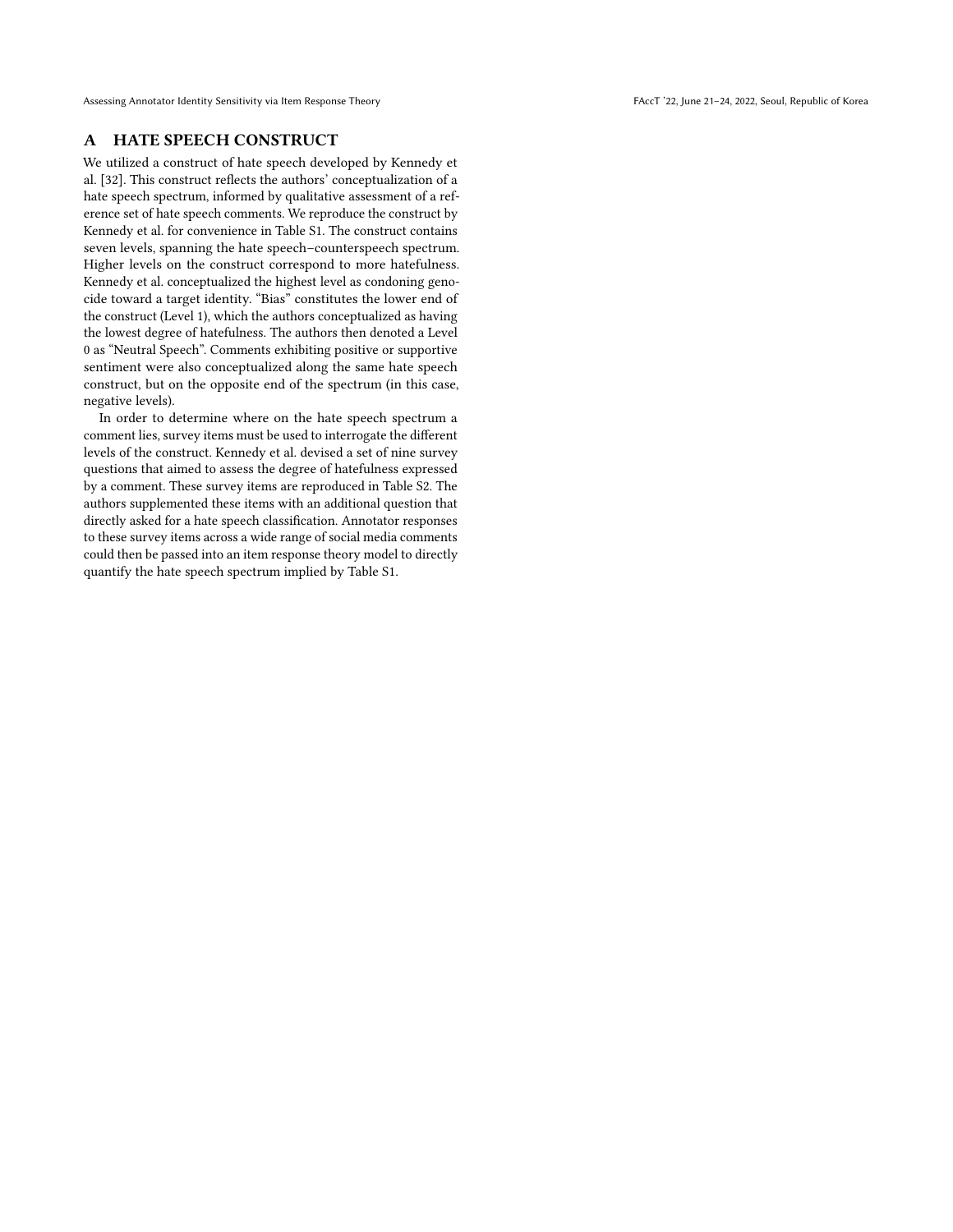# A HATE SPEECH CONSTRUCT

We utilized a construct of hate speech developed by Kennedy et al. [32]. This construct reflects the authors' conceptualization of a hate speech spectrum, informed by qualitative assessment of a reference set of hate speech comments. We reproduce the construct by Kennedy et al. for convenience in Table S1. The construct contains seven levels, spanning the hate speech–counterspeech spectrum. Higher levels on the construct correspond to more hatefulness. Kennedy et al. conceptualized the highest level as condoning genocide toward a target identity. "Bias" constitutes the lower end of the construct (Level 1), which the authors conceptualized as having the lowest degree of hatefulness. The authors then denoted a Level 0 as "Neutral Speech". Comments exhibiting positive or supportive sentiment were also conceptualized along the same hate speech construct, but on the opposite end of the spectrum (in this case, negative levels).

In order to determine where on the hate speech spectrum a comment lies, survey items must be used to interrogate the different levels of the construct. Kennedy et al. devised a set of nine survey questions that aimed to assess the degree of hatefulness expressed by a comment. These survey items are reproduced in Table S2. The authors supplemented these items with an additional question that directly asked for a hate speech classification. Annotator responses to these survey items across a wide range of social media comments could then be passed into an item response theory model to directly quantify the hate speech spectrum implied by Table S1.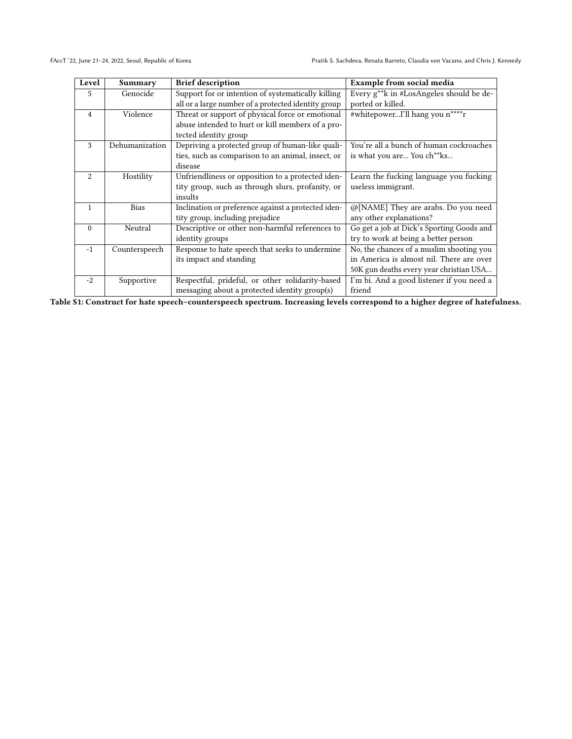| Level | Summary | Brief description | Example from social media |
|---|---|---|---|
| 5 | Genocide | Support for or intention of systematically killing all or a large number of a protected identity group | Every g**k in #LosAngeles should be deported or killed. |
| 4 | Violence | Threat or support of physical force or emotional abuse intended to hurt or kill members of a protected identity group | #whitepower...I'll hang you n****r |
| 3 | Dehumanization | Depriving a protected group of human-like qualities, such as comparison to an animal, insect, or disease | You're all a bunch of human cockroaches is what you are... You ch**ks... |
| 2 | Hostility | Unfriendliness or opposition to a protected identity group, such as through slurs, profanity, or insults | Learn the fucking language you fucking useless immigrant. |
| 1 | Bias | Inclination or preference against a protected identity group, including prejudice | @[NAME] They are arabs. Do you need any other explanations? |
| 0 | Neutral | Descriptive or other non-harmful references to identity groups | Go get a job at Dick's Sporting Goods and try to work at being a better person |
| -1 | Counterspeech | Response to hate speech that seeks to undermine its impact and standing | No, the chances of a muslim shooting you in America is almost nil. There are over 50K gun deaths every year christian USA... |
| -2 | Supportive | Respectful, prideful, or other solidarity-based messaging about a protected identity group(s) | I'm bi. And a good listener if you need a friend |

**Table S1: Construct for hate speech–counterspeech spectrum. Increasing levels correspond to a higher degree of hatefulness.**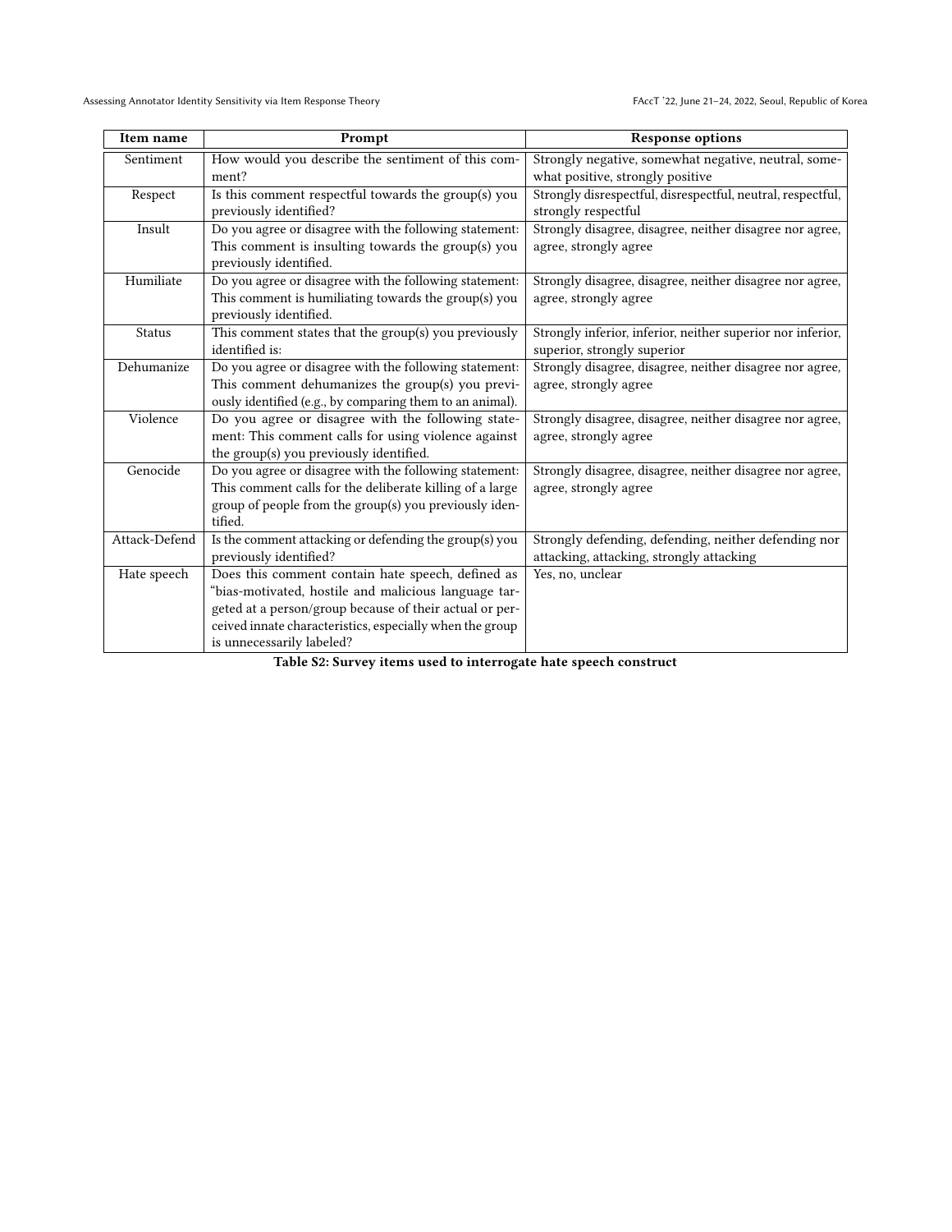| Item name | Prompt | Response options |
|---|---|---|
| Sentiment | How would you describe the sentiment of this comment? | Strongly negative, somewhat negative, neutral, somewhat positive, strongly positive |
| Respect | Is this comment respectful towards the group(s) you previously identified? | Strongly disrespectful, disrespectful, neutral, respectful, strongly respectful |
| Insult | Do you agree or disagree with the following statement: This comment is insulting towards the group(s) you previously identified. | Strongly disagree, disagree, neither disagree nor agree, agree, strongly agree |
| Humiliate | Do you agree or disagree with the following statement: This comment is humiliating towards the group(s) you previously identified. | Strongly disagree, disagree, neither disagree nor agree, agree, strongly agree |
| Status | This comment states that the group(s) you previously identified is: | Strongly inferior, inferior, neither superior nor inferior, superior, strongly superior |
| Dehumanize | Do you agree or disagree with the following statement: This comment dehumanizes the group(s) you previously identified (e.g., by comparing them to an animal). | Strongly disagree, disagree, neither disagree nor agree, agree, strongly agree |
| Violence | Do you agree or disagree with the following statement: This comment calls for using violence against the group(s) you previously identified. | Strongly disagree, disagree, neither disagree nor agree, agree, strongly agree |
| Genocide | Do you agree or disagree with the following statement: This comment calls for the deliberate killing of a large group of people from the group(s) you previously identified. | Strongly disagree, disagree, neither disagree nor agree, agree, strongly agree |
| Attack-Defend | Is the comment attacking or defending the group(s) you previously identified? | Strongly defending, defending, neither defending nor attacking, attacking, strongly attacking |
| Hate speech | Does this comment contain hate speech, defined as "bias-motivated, hostile and malicious language targeted at a person/group because of their actual or perceived innate characteristics, especially when the group is unnecessarily labeled? | Yes, no, unclear |

**Table S2: Survey items used to interrogate hate speech construct**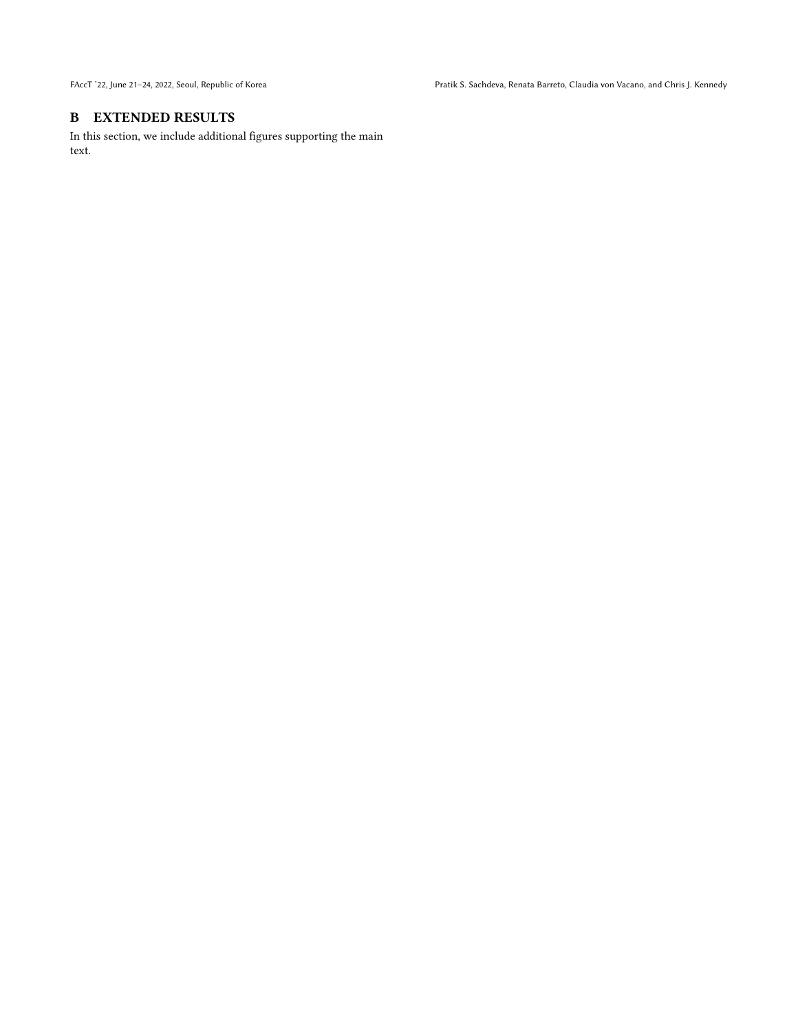## B EXTENDED RESULTS

In this section, we include additional figures supporting the main text.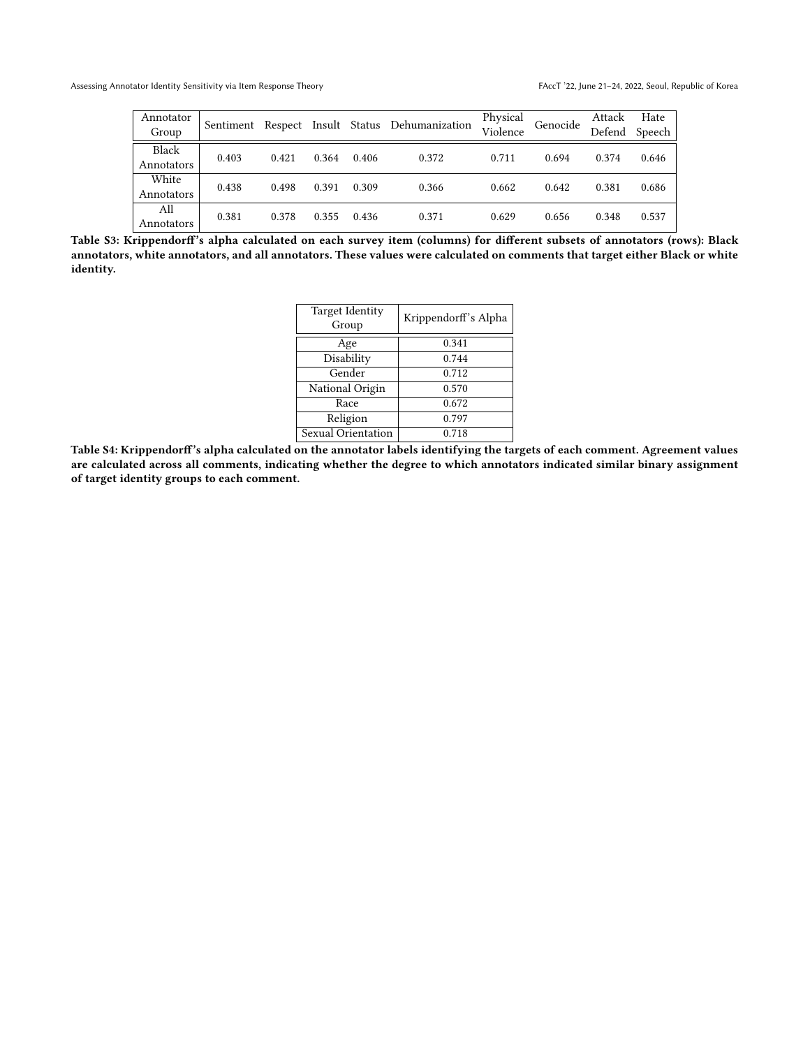| Annotator Group | Sentiment | Respect | Insult | Status | Dehumanization | Physical Violence | Genocide | Attack Defend | Hate Speech |
|---|---|---|---|---|---|---|---|---|---|
| Black Annotators | 0.403 | 0.421 | 0.364 | 0.406 | 0.372 | 0.711 | 0.694 | 0.374 | 0.646 |
| White Annotators | 0.438 | 0.498 | 0.391 | 0.309 | 0.366 | 0.662 | 0.642 | 0.381 | 0.686 |
| All Annotators | 0.381 | 0.378 | 0.355 | 0.436 | 0.371 | 0.629 | 0.656 | 0.348 | 0.537 |

**Table S3: Krippendorff's alpha calculated on each survey item (columns) for different subsets of annotators (rows): Black annotators, white annotators, and all annotators. These values were calculated on comments that target either Black or white identity.**

| Target Identity Group | Krippendorff's Alpha |
|---|---|
| Age | 0.341 |
| Disability | 0.744 |
| Gender | 0.712 |
| National Origin | 0.570 |
| Race | 0.672 |
| Religion | 0.797 |
| Sexual Orientation | 0.718 |

**Table S4: Krippendorff's alpha calculated on the annotator labels identifying the targets of each comment. Agreement values are calculated across all comments, indicating whether the degree to which annotators indicated similar binary assignment of target identity groups to each comment.**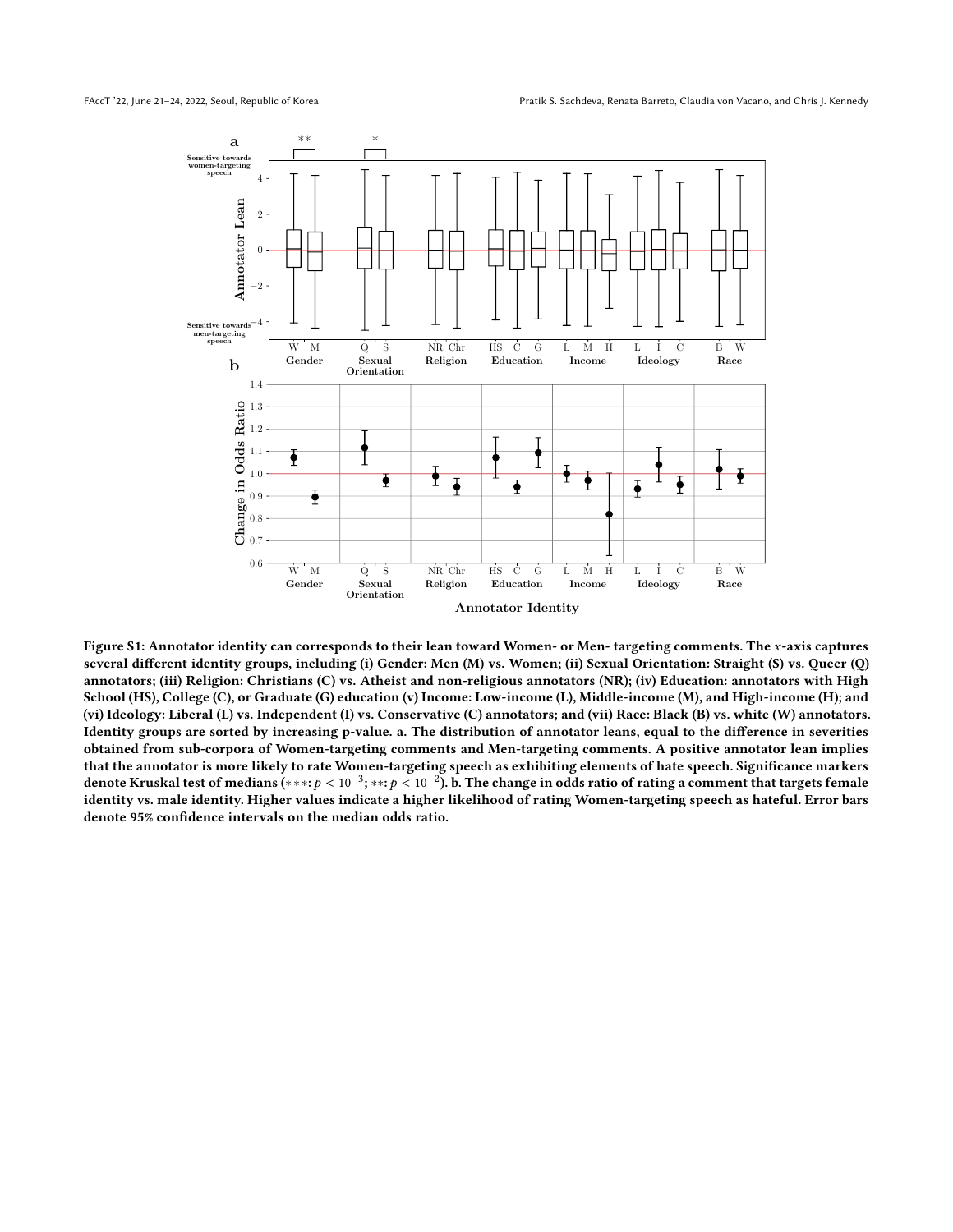Figure S1: Annotator identity can corresponds to their lean toward Women- or Men- targeting comments. The $x$-axis captures several different identity groups, including (i) Gender: Men (M) vs. Women; (ii) Sexual Orientation: Straight (S) vs. Queer (Q) annotators; (iii) Religion: Christians (C) vs. Atheist and non-religious annotators (NR); (iv) Education: annotators with High School (HS), College (C), or Graduate (G) education (v) Income: Low-income (L), Middle-income (M), and High-income (H); and (vi) Ideology: Liberal (L) vs. Independent (I) vs. Conservative (C) annotators; and (vii) Race: Black (B) vs. white (W) annotators. Identity groups are sorted by increasing p-value. a. The distribution of annotator leans, equal to the difference in severities obtained from sub-corpora of Women-targeting comments and Men-targeting comments. A positive annotator lean implies that the annotator is more likely to rate Women-targeting speech as exhibiting elements of hate speech. Significance markers denote Kruskal test of medians (∗∗∗: $p < 10^{-3}$; ∗∗: $p < 10^{-2}$). b. The change in odds ratio of rating a comment that targets female identity vs. male identity. Higher values indicate a higher likelihood of rating Women-targeting speech as hateful. Error bars denote 95% confidence intervals on the median odds ratio.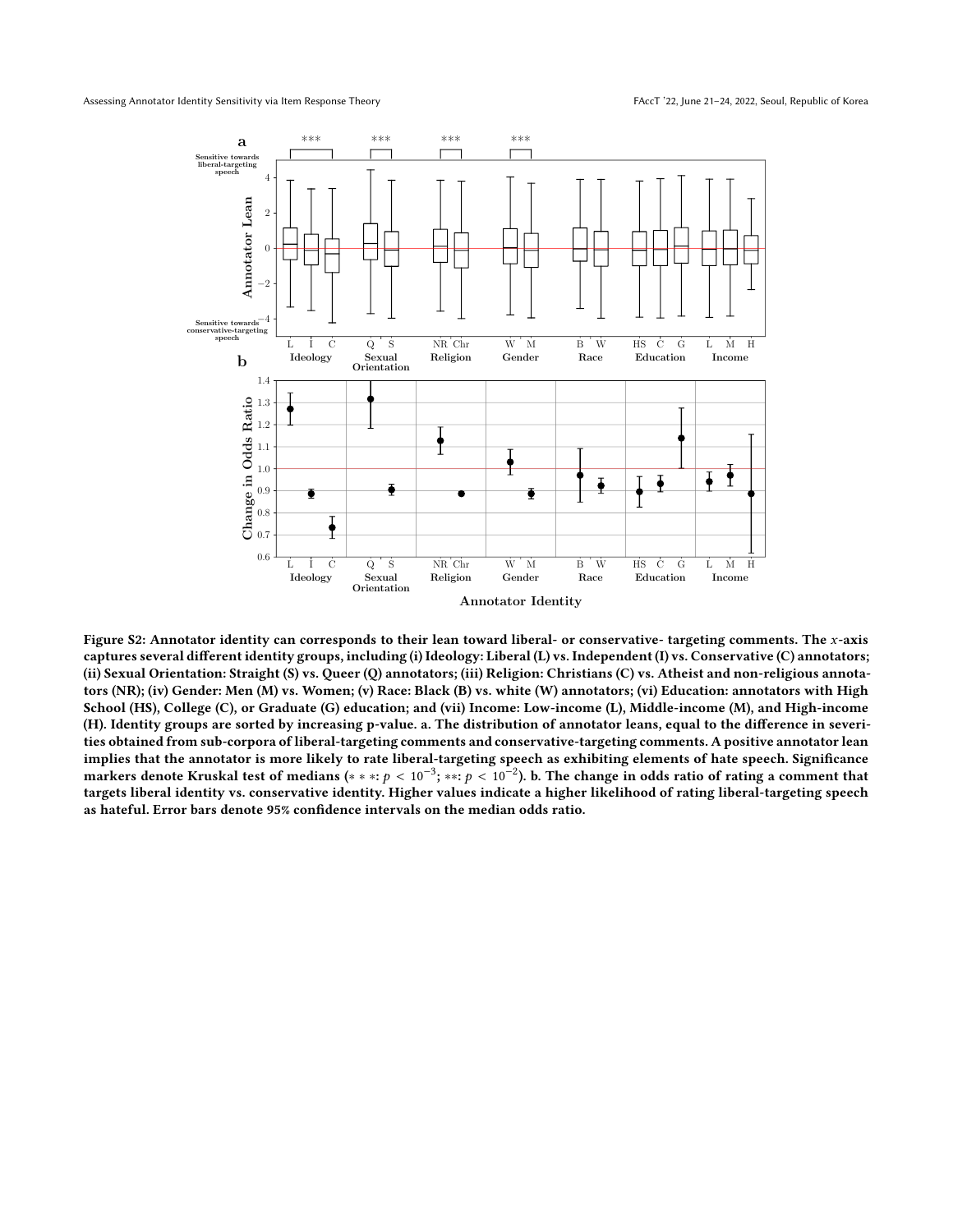Figure S2: Annotator identity can corresponds to their lean toward liberal- or conservative- targeting comments. The $x$-axis captures several different identity groups, including (i) Ideology: Liberal (L) vs. Independent (I) vs. Conservative (C) annotators; (ii) Sexual Orientation: Straight (S) vs. Queer (Q) annotators; (iii) Religion: Christians (C) vs. Atheist and non-religious annotators (NR); (iv) Gender: Men (M) vs. Women; (v) Race: Black (B) vs. white (W) annotators; (vi) Education: annotators with High School (HS), College (C), or Graduate (G) education; and (vii) Income: Low-income (L), Middle-income (M), and High-income (H). Identity groups are sorted by increasing p-value. a. The distribution of annotator leans, equal to the difference in severities obtained from sub-corpora of liberal-targeting comments and conservative-targeting comments. A positive annotator lean implies that the annotator is more likely to rate liberal-targeting speech as exhibiting elements of hate speech. Significance markers denote Kruskal test of medians ($***$: $p < 10^{-3}$; $**$: $p < 10^{-2}$). b. The change in odds ratio of rating a comment that targets liberal identity vs. conservative identity. Higher values indicate a higher likelihood of rating liberal-targeting speech as hateful. Error bars denote 95% confidence intervals on the median odds ratio.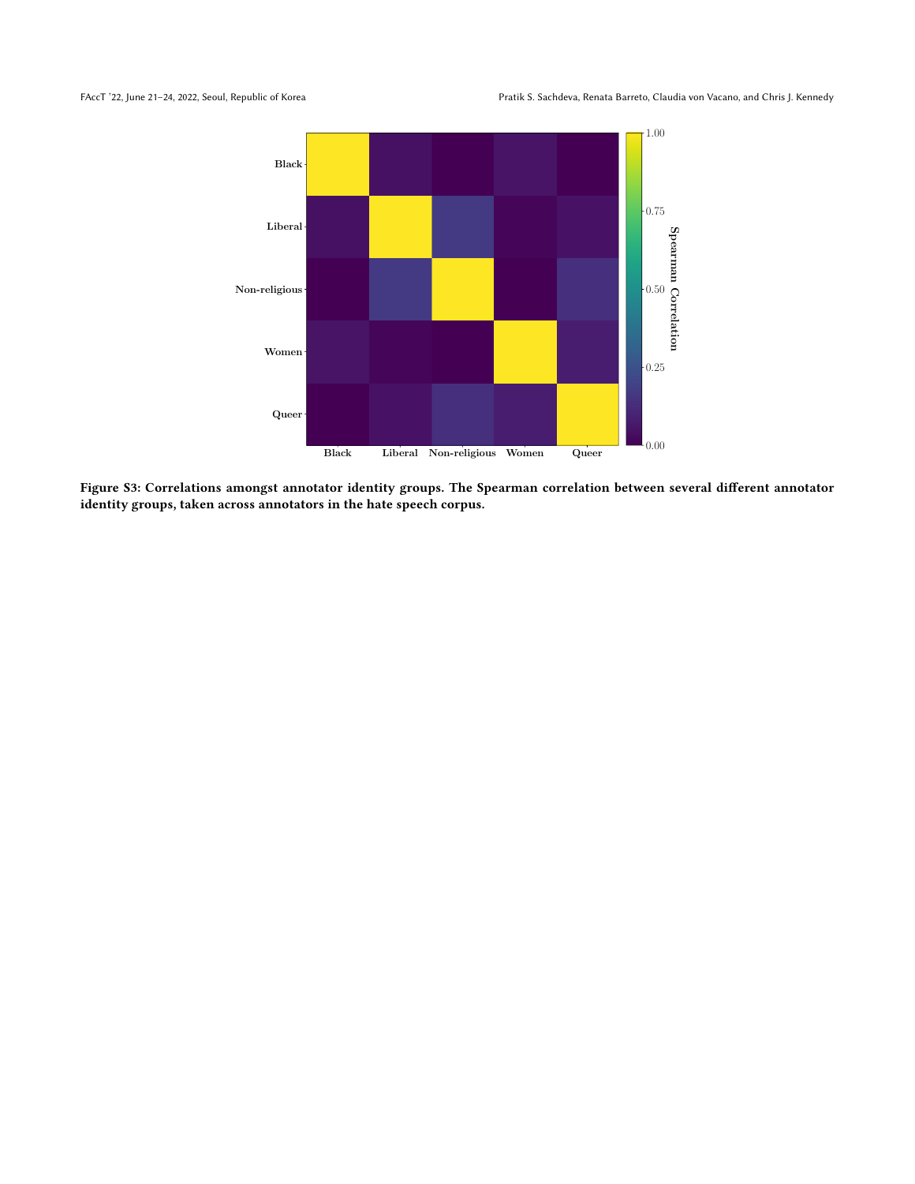**Figure S3: Correlations amongst annotator identity groups. The Spearman correlation between several different annotator identity groups, taken across annotators in the hate speech corpus.**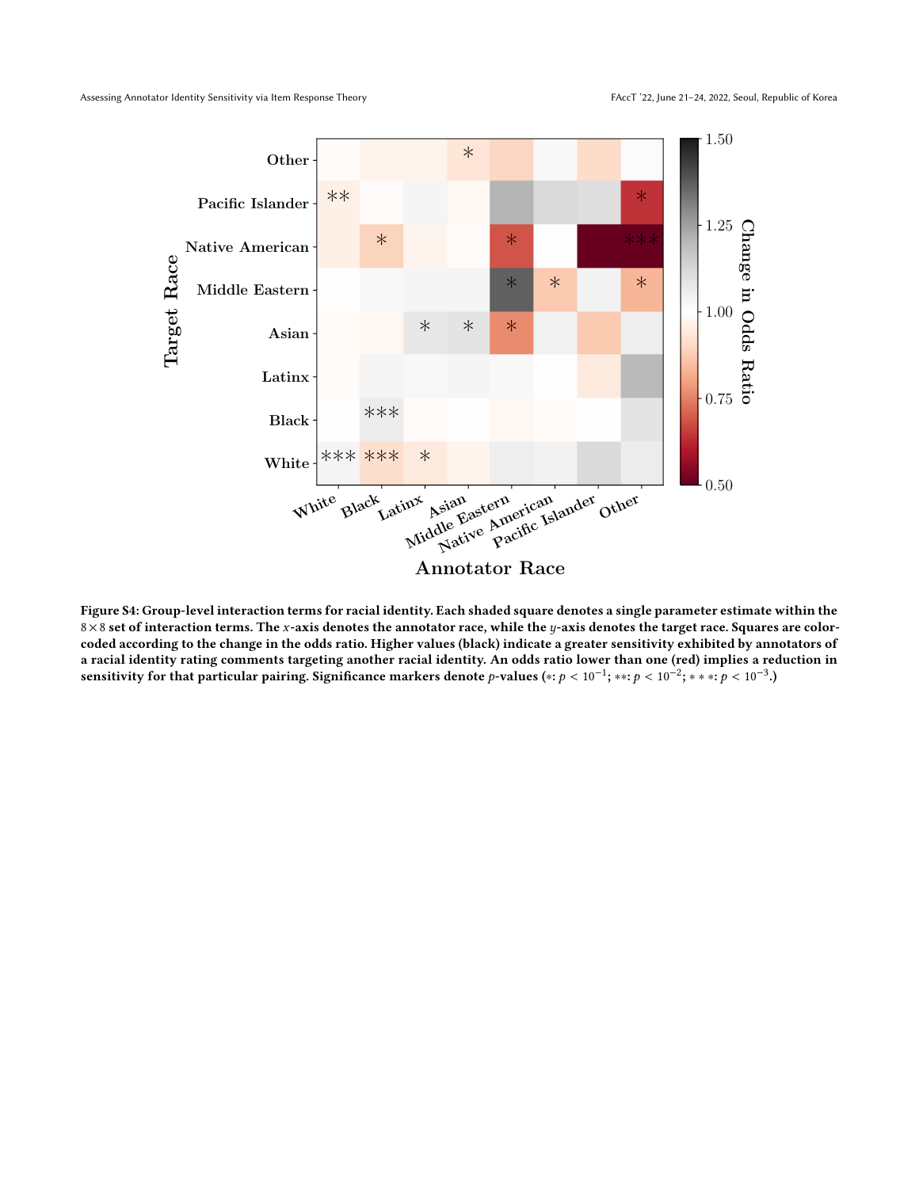**Figure S4: Group-level interaction terms for racial identity. Each shaded square denotes a single parameter estimate within the $8 \times 8$ set of interaction terms. The $x$-axis denotes the annotator race, while the $y$-axis denotes the target race. Squares are color-coded according to the change in the odds ratio. Higher values (black) indicate a greater sensitivity exhibited by annotators of a racial identity rating comments targeting another racial identity. An odds ratio lower than one (red) implies a reduction in sensitivity for that particular pairing. Significance markers denote $p$-values ($*$: $p < 10^{-1}$; $**$: $p < 10^{-2}$; $***$: $p < 10^{-3}$.)**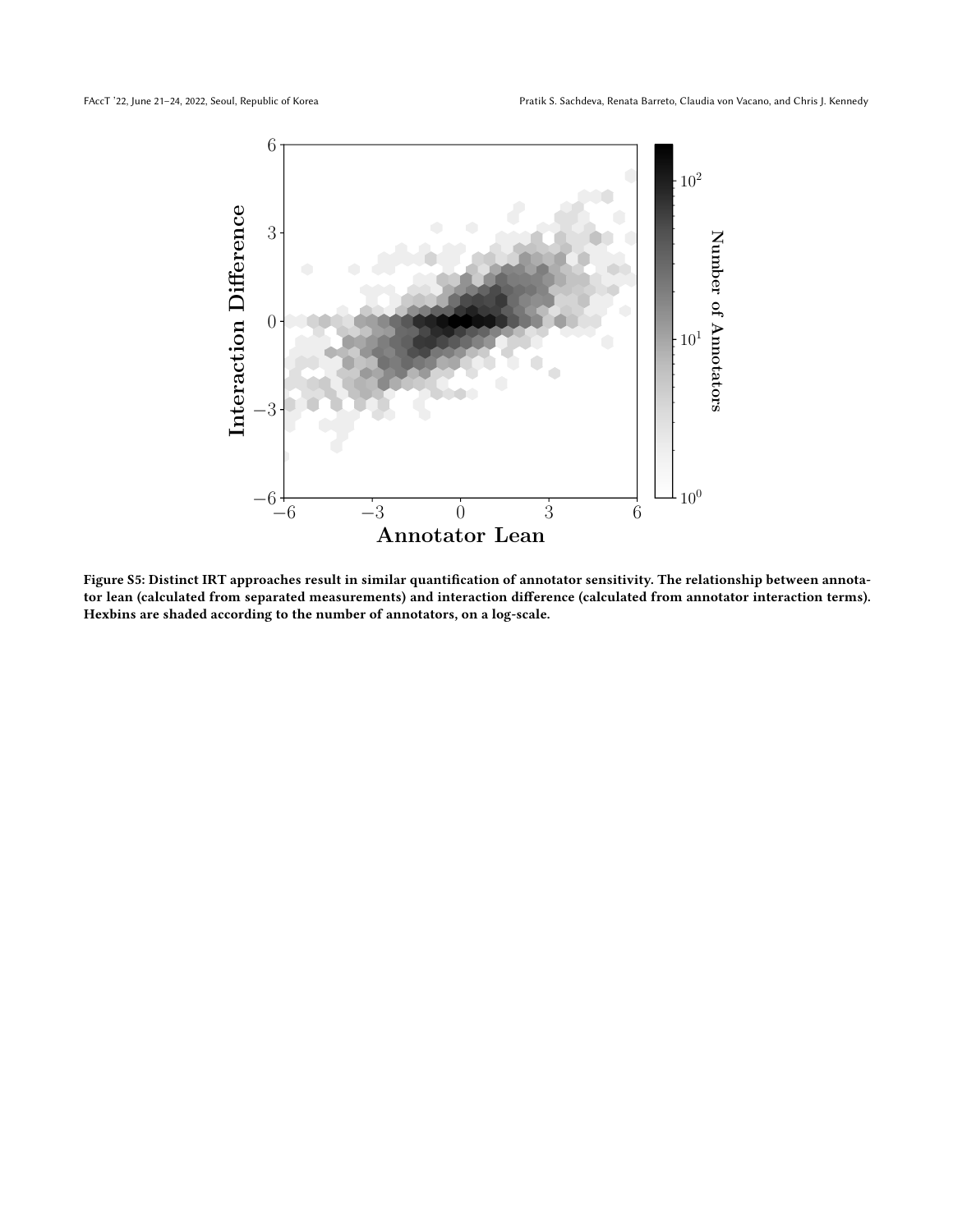Interaction Difference

6

3

0

−3

−6

−6

−3

0

3

6

Annotator Lean

Number of Annotators

$10^2$

$10^1$

$10^0$

**Figure S5: Distinct IRT approaches result in similar quantification of annotator sensitivity. The relationship between annotator lean (calculated from separated measurements) and interaction difference (calculated from annotator interaction terms). Hexbins are shaded according to the number of annotators, on a log-scale.**